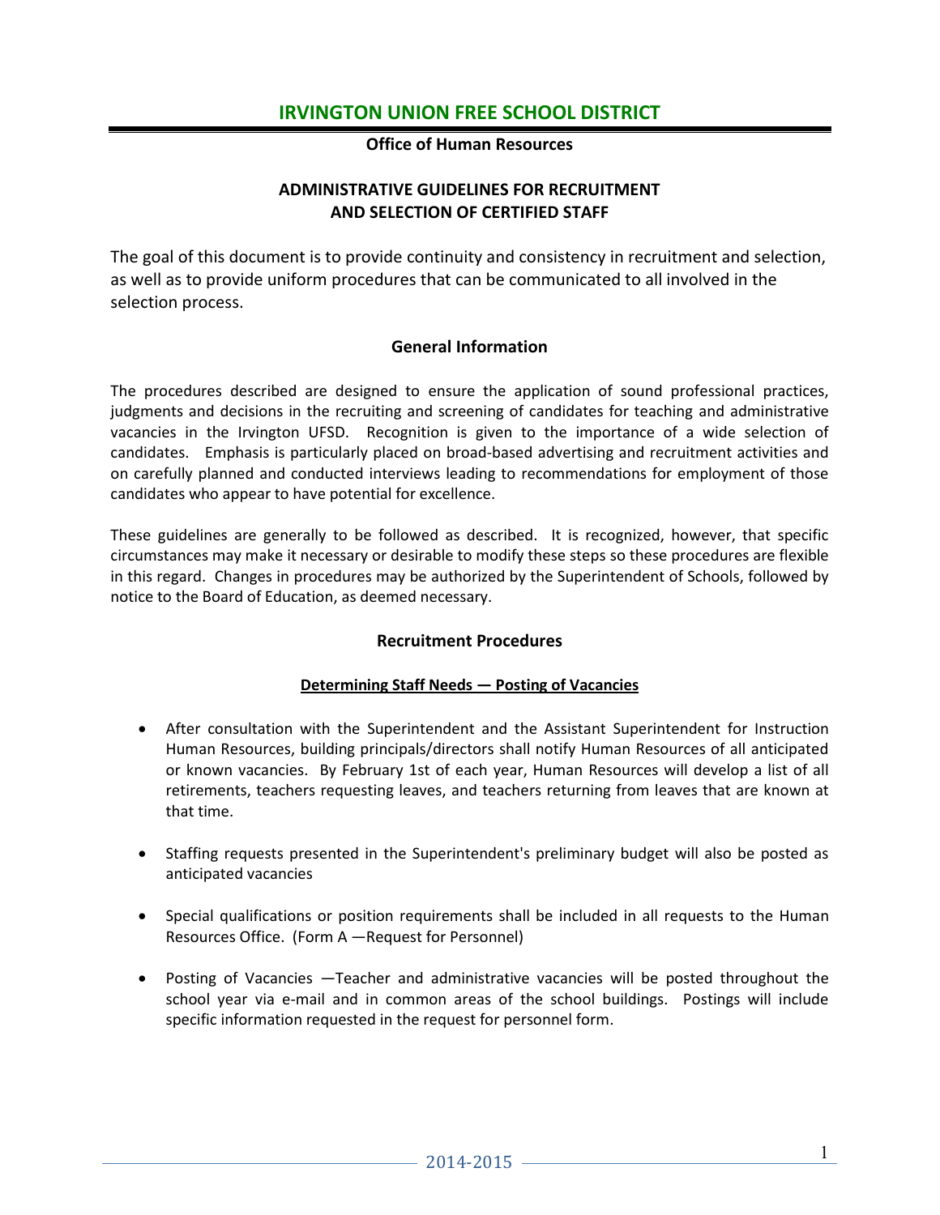# IRVINGTON UNION FREE SCHOOL DISTRICT

**Office of Human Resources**

## ADMINISTRATIVE GUIDELINES FOR RECRUITMENT AND SELECTION OF CERTIFIED STAFF

The goal of this document is to provide continuity and consistency in recruitment and selection, as well as to provide uniform procedures that can be communicated to all involved in the selection process.

### General Information

The procedures described are designed to ensure the application of sound professional practices, judgments and decisions in the recruiting and screening of candidates for teaching and administrative vacancies in the Irvington UFSD. Recognition is given to the importance of a wide selection of candidates. Emphasis is particularly placed on broad-based advertising and recruitment activities and on carefully planned and conducted interviews leading to recommendations for employment of those candidates who appear to have potential for excellence.

These guidelines are generally to be followed as described. It is recognized, however, that specific circumstances may make it necessary or desirable to modify these steps so these procedures are flexible in this regard. Changes in procedures may be authorized by the Superintendent of Schools, followed by notice to the Board of Education, as deemed necessary.

### Recruitment Procedures

#### Determining Staff Needs — Posting of Vacancies

- After consultation with the Superintendent and the Assistant Superintendent for Instruction Human Resources, building principals/directors shall notify Human Resources of all anticipated or known vacancies. By February 1st of each year, Human Resources will develop a list of all retirements, teachers requesting leaves, and teachers returning from leaves that are known at that time.
- Staffing requests presented in the Superintendent's preliminary budget will also be posted as anticipated vacancies
- Special qualifications or position requirements shall be included in all requests to the Human Resources Office. (Form A —Request for Personnel)
- Posting of Vacancies —Teacher and administrative vacancies will be posted throughout the school year via e-mail and in common areas of the school buildings. Postings will include specific information requested in the request for personnel form.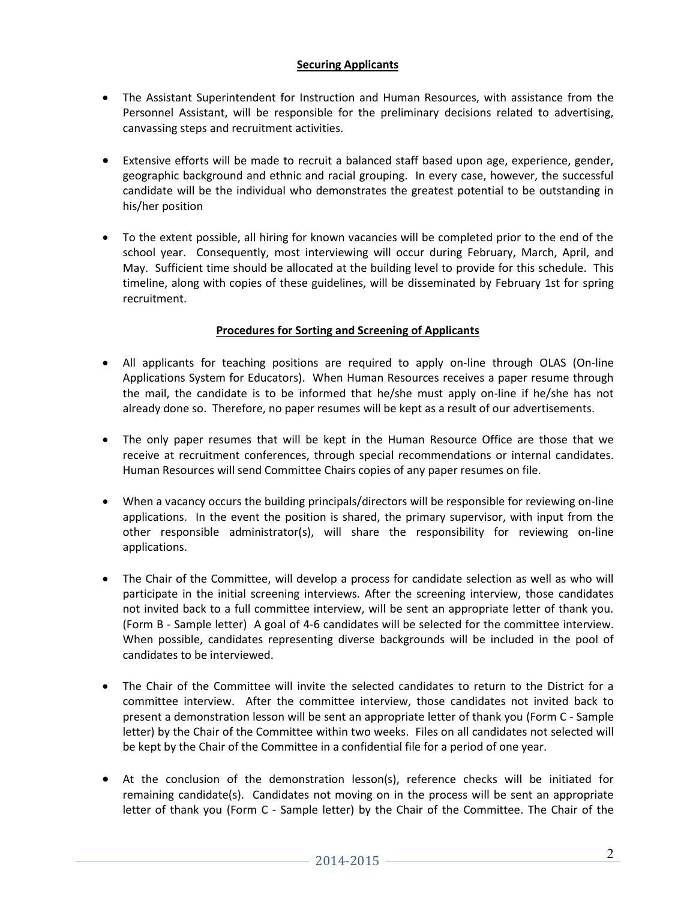## Securing Applicants

- The Assistant Superintendent for Instruction and Human Resources, with assistance from the Personnel Assistant, will be responsible for the preliminary decisions related to advertising, canvassing steps and recruitment activities.

- Extensive efforts will be made to recruit a balanced staff based upon age, experience, gender, geographic background and ethnic and racial grouping. In every case, however, the successful candidate will be the individual who demonstrates the greatest potential to be outstanding in his/her position

- To the extent possible, all hiring for known vacancies will be completed prior to the end of the school year. Consequently, most interviewing will occur during February, March, April, and May. Sufficient time should be allocated at the building level to provide for this schedule. This timeline, along with copies of these guidelines, will be disseminated by February 1st for spring recruitment.

## Procedures for Sorting and Screening of Applicants

- All applicants for teaching positions are required to apply on-line through OLAS (On-line Applications System for Educators). When Human Resources receives a paper resume through the mail, the candidate is to be informed that he/she must apply on-line if he/she has not already done so. Therefore, no paper resumes will be kept as a result of our advertisements.

- The only paper resumes that will be kept in the Human Resource Office are those that we receive at recruitment conferences, through special recommendations or internal candidates. Human Resources will send Committee Chairs copies of any paper resumes on file.

- When a vacancy occurs the building principals/directors will be responsible for reviewing on-line applications. In the event the position is shared, the primary supervisor, with input from the other responsible administrator(s), will share the responsibility for reviewing on-line applications.

- The Chair of the Committee, will develop a process for candidate selection as well as who will participate in the initial screening interviews. After the screening interview, those candidates not invited back to a full committee interview, will be sent an appropriate letter of thank you. (Form B - Sample letter) A goal of 4-6 candidates will be selected for the committee interview. When possible, candidates representing diverse backgrounds will be included in the pool of candidates to be interviewed.

- The Chair of the Committee will invite the selected candidates to return to the District for a committee interview. After the committee interview, those candidates not invited back to present a demonstration lesson will be sent an appropriate letter of thank you (Form C - Sample letter) by the Chair of the Committee within two weeks. Files on all candidates not selected will be kept by the Chair of the Committee in a confidential file for a period of one year.

- At the conclusion of the demonstration lesson(s), reference checks will be initiated for remaining candidate(s). Candidates not moving on in the process will be sent an appropriate letter of thank you (Form C - Sample letter) by the Chair of the Committee. The Chair of the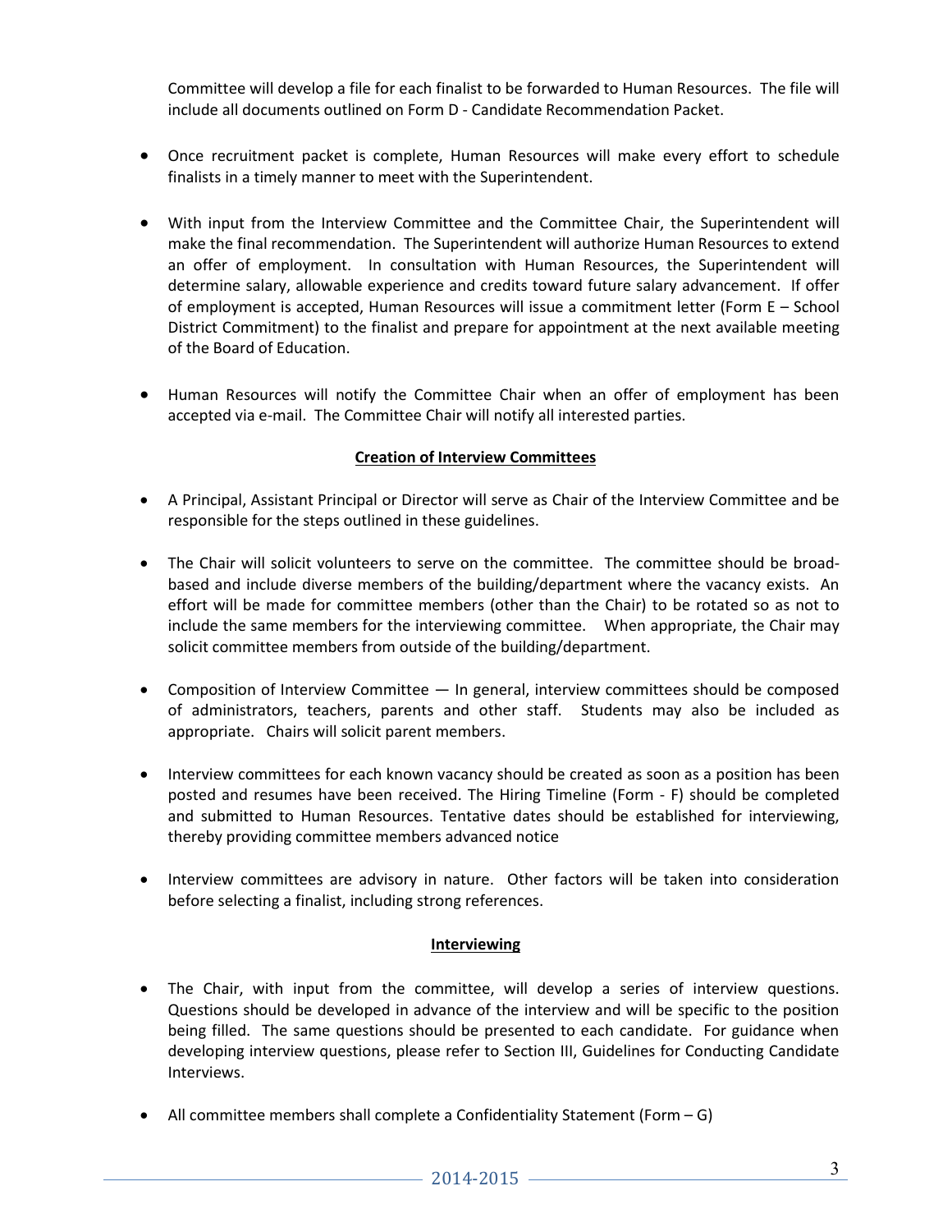Committee will develop a file for each finalist to be forwarded to Human Resources. The file will include all documents outlined on Form D - Candidate Recommendation Packet.

- Once recruitment packet is complete, Human Resources will make every effort to schedule finalists in a timely manner to meet with the Superintendent.
- With input from the Interview Committee and the Committee Chair, the Superintendent will make the final recommendation. The Superintendent will authorize Human Resources to extend an offer of employment. In consultation with Human Resources, the Superintendent will determine salary, allowable experience and credits toward future salary advancement. If offer of employment is accepted, Human Resources will issue a commitment letter (Form E – School District Commitment) to the finalist and prepare for appointment at the next available meeting of the Board of Education.
- Human Resources will notify the Committee Chair when an offer of employment has been accepted via e-mail. The Committee Chair will notify all interested parties.

**Creation of Interview Committees**

- A Principal, Assistant Principal or Director will serve as Chair of the Interview Committee and be responsible for the steps outlined in these guidelines.
- The Chair will solicit volunteers to serve on the committee. The committee should be broad-based and include diverse members of the building/department where the vacancy exists. An effort will be made for committee members (other than the Chair) to be rotated so as not to include the same members for the interviewing committee. When appropriate, the Chair may solicit committee members from outside of the building/department.
- Composition of Interview Committee — In general, interview committees should be composed of administrators, teachers, parents and other staff. Students may also be included as appropriate. Chairs will solicit parent members.
- Interview committees for each known vacancy should be created as soon as a position has been posted and resumes have been received. The Hiring Timeline (Form - F) should be completed and submitted to Human Resources. Tentative dates should be established for interviewing, thereby providing committee members advanced notice
- Interview committees are advisory in nature. Other factors will be taken into consideration before selecting a finalist, including strong references.

**Interviewing**

- The Chair, with input from the committee, will develop a series of interview questions. Questions should be developed in advance of the interview and will be specific to the position being filled. The same questions should be presented to each candidate. For guidance when developing interview questions, please refer to Section III, Guidelines for Conducting Candidate Interviews.
- All committee members shall complete a Confidentiality Statement (Form – G)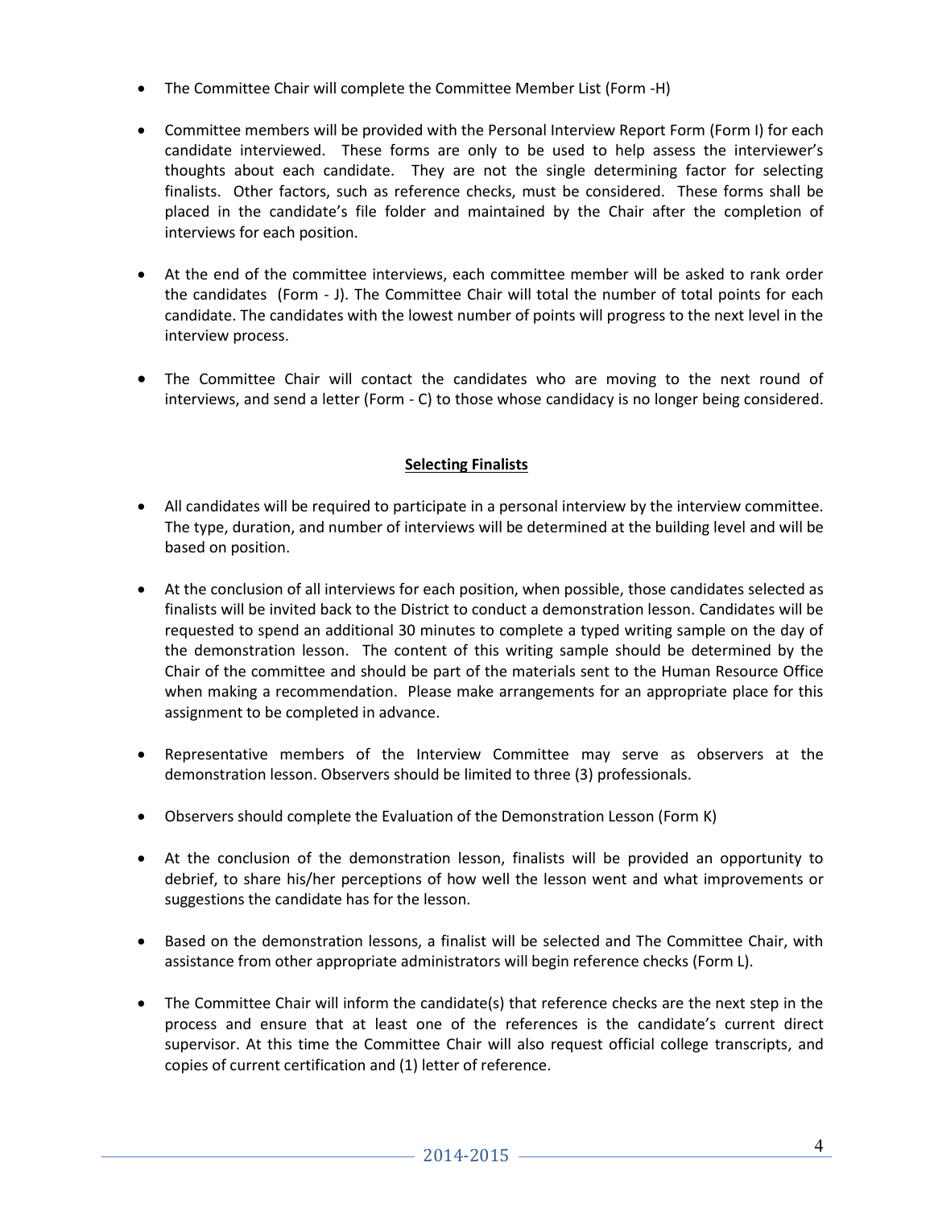- The Committee Chair will complete the Committee Member List (Form -H)

- Committee members will be provided with the Personal Interview Report Form (Form I) for each candidate interviewed. These forms are only to be used to help assess the interviewer's thoughts about each candidate. They are not the single determining factor for selecting finalists. Other factors, such as reference checks, must be considered. These forms shall be placed in the candidate's file folder and maintained by the Chair after the completion of interviews for each position.

- At the end of the committee interviews, each committee member will be asked to rank order the candidates (Form - J). The Committee Chair will total the number of total points for each candidate. The candidates with the lowest number of points will progress to the next level in the interview process.

- The Committee Chair will contact the candidates who are moving to the next round of interviews, and send a letter (Form - C) to those whose candidacy is no longer being considered.

## Selecting Finalists

- All candidates will be required to participate in a personal interview by the interview committee. The type, duration, and number of interviews will be determined at the building level and will be based on position.

- At the conclusion of all interviews for each position, when possible, those candidates selected as finalists will be invited back to the District to conduct a demonstration lesson. Candidates will be requested to spend an additional 30 minutes to complete a typed writing sample on the day of the demonstration lesson. The content of this writing sample should be determined by the Chair of the committee and should be part of the materials sent to the Human Resource Office when making a recommendation. Please make arrangements for an appropriate place for this assignment to be completed in advance.

- Representative members of the Interview Committee may serve as observers at the demonstration lesson. Observers should be limited to three (3) professionals.

- Observers should complete the Evaluation of the Demonstration Lesson (Form K)

- At the conclusion of the demonstration lesson, finalists will be provided an opportunity to debrief, to share his/her perceptions of how well the lesson went and what improvements or suggestions the candidate has for the lesson.

- Based on the demonstration lessons, a finalist will be selected and The Committee Chair, with assistance from other appropriate administrators will begin reference checks (Form L).

- The Committee Chair will inform the candidate(s) that reference checks are the next step in the process and ensure that at least one of the references is the candidate's current direct supervisor. At this time the Committee Chair will also request official college transcripts, and copies of current certification and (1) letter of reference.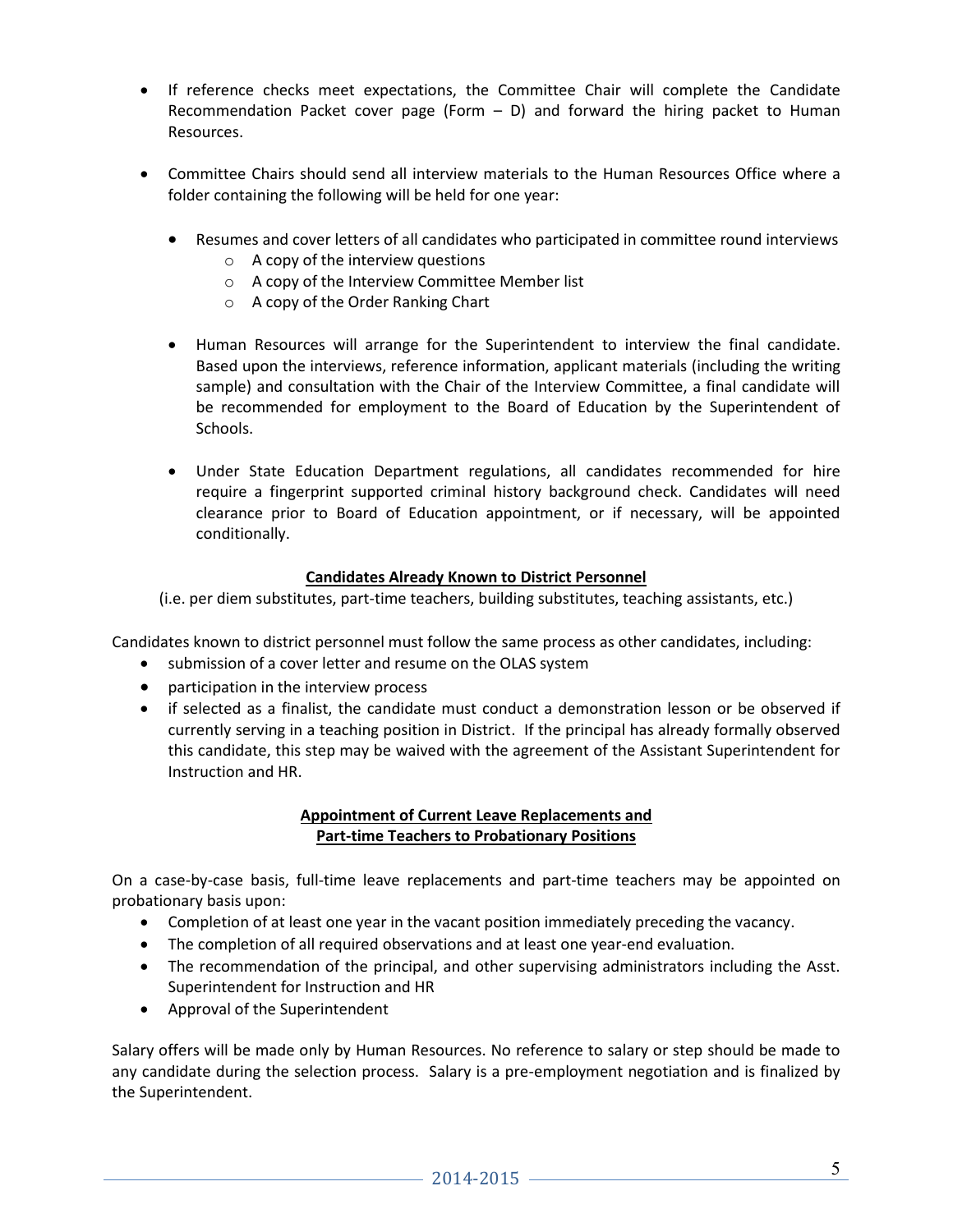- If reference checks meet expectations, the Committee Chair will complete the Candidate Recommendation Packet cover page (Form – D) and forward the hiring packet to Human Resources.

- Committee Chairs should send all interview materials to the Human Resources Office where a folder containing the following will be held for one year:

  - Resumes and cover letters of all candidates who participated in committee round interviews
    - A copy of the interview questions
    - A copy of the Interview Committee Member list
    - A copy of the Order Ranking Chart

  - Human Resources will arrange for the Superintendent to interview the final candidate. Based upon the interviews, reference information, applicant materials (including the writing sample) and consultation with the Chair of the Interview Committee, a final candidate will be recommended for employment to the Board of Education by the Superintendent of Schools.

  - Under State Education Department regulations, all candidates recommended for hire require a fingerprint supported criminal history background check. Candidates will need clearance prior to Board of Education appointment, or if necessary, will be appointed conditionally.

## **Candidates Already Known to District Personnel**

(i.e. per diem substitutes, part-time teachers, building substitutes, teaching assistants, etc.)

Candidates known to district personnel must follow the same process as other candidates, including:

- submission of a cover letter and resume on the OLAS system
- participation in the interview process
- if selected as a finalist, the candidate must conduct a demonstration lesson or be observed if currently serving in a teaching position in District. If the principal has already formally observed this candidate, this step may be waived with the agreement of the Assistant Superintendent for Instruction and HR.

## **Appointment of Current Leave Replacements and Part-time Teachers to Probationary Positions**

On a case-by-case basis, full-time leave replacements and part-time teachers may be appointed on probationary basis upon:

- Completion of at least one year in the vacant position immediately preceding the vacancy.
- The completion of all required observations and at least one year-end evaluation.
- The recommendation of the principal, and other supervising administrators including the Asst. Superintendent for Instruction and HR
- Approval of the Superintendent

Salary offers will be made only by Human Resources. No reference to salary or step should be made to any candidate during the selection process. Salary is a pre-employment negotiation and is finalized by the Superintendent.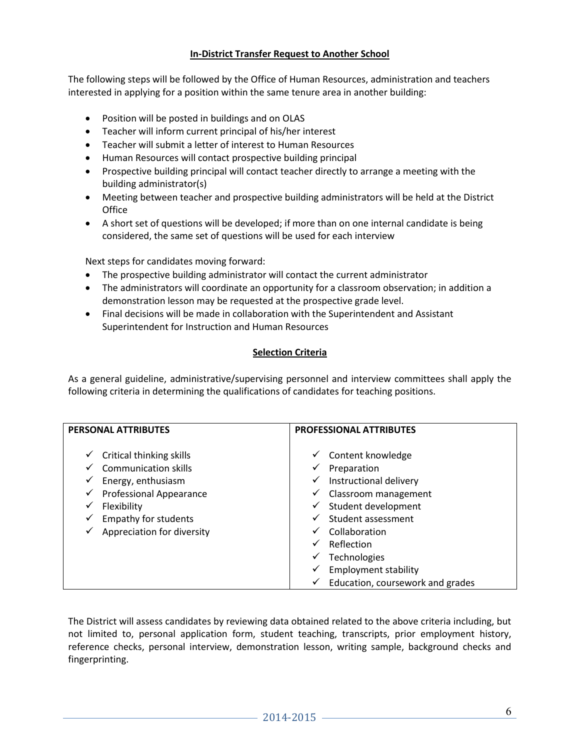## In-District Transfer Request to Another School

The following steps will be followed by the Office of Human Resources, administration and teachers interested in applying for a position within the same tenure area in another building:

- Position will be posted in buildings and on OLAS
- Teacher will inform current principal of his/her interest
- Teacher will submit a letter of interest to Human Resources
- Human Resources will contact prospective building principal
- Prospective building principal will contact teacher directly to arrange a meeting with the building administrator(s)
- Meeting between teacher and prospective building administrators will be held at the District Office
- A short set of questions will be developed; if more than on one internal candidate is being considered, the same set of questions will be used for each interview

Next steps for candidates moving forward:

- The prospective building administrator will contact the current administrator
- The administrators will coordinate an opportunity for a classroom observation; in addition a demonstration lesson may be requested at the prospective grade level.
- Final decisions will be made in collaboration with the Superintendent and Assistant Superintendent for Instruction and Human Resources

## Selection Criteria

As a general guideline, administrative/supervising personnel and interview committees shall apply the following criteria in determining the qualifications of candidates for teaching positions.

| PERSONAL ATTRIBUTES | PROFESSIONAL ATTRIBUTES |
|---|---|
| ✓ Critical thinking skills | ✓ Content knowledge |
| ✓ Communication skills | ✓ Preparation |
| ✓ Energy, enthusiasm | ✓ Instructional delivery |
| ✓ Professional Appearance | ✓ Classroom management |
| ✓ Flexibility | ✓ Student development |
| ✓ Empathy for students | ✓ Student assessment |
| ✓ Appreciation for diversity | ✓ Collaboration |
| | ✓ Reflection |
| | ✓ Technologies |
| | ✓ Employment stability |
| | ✓ Education, coursework and grades |

The District will assess candidates by reviewing data obtained related to the above criteria including, but not limited to, personal application form, student teaching, transcripts, prior employment history, reference checks, personal interview, demonstration lesson, writing sample, background checks and fingerprinting.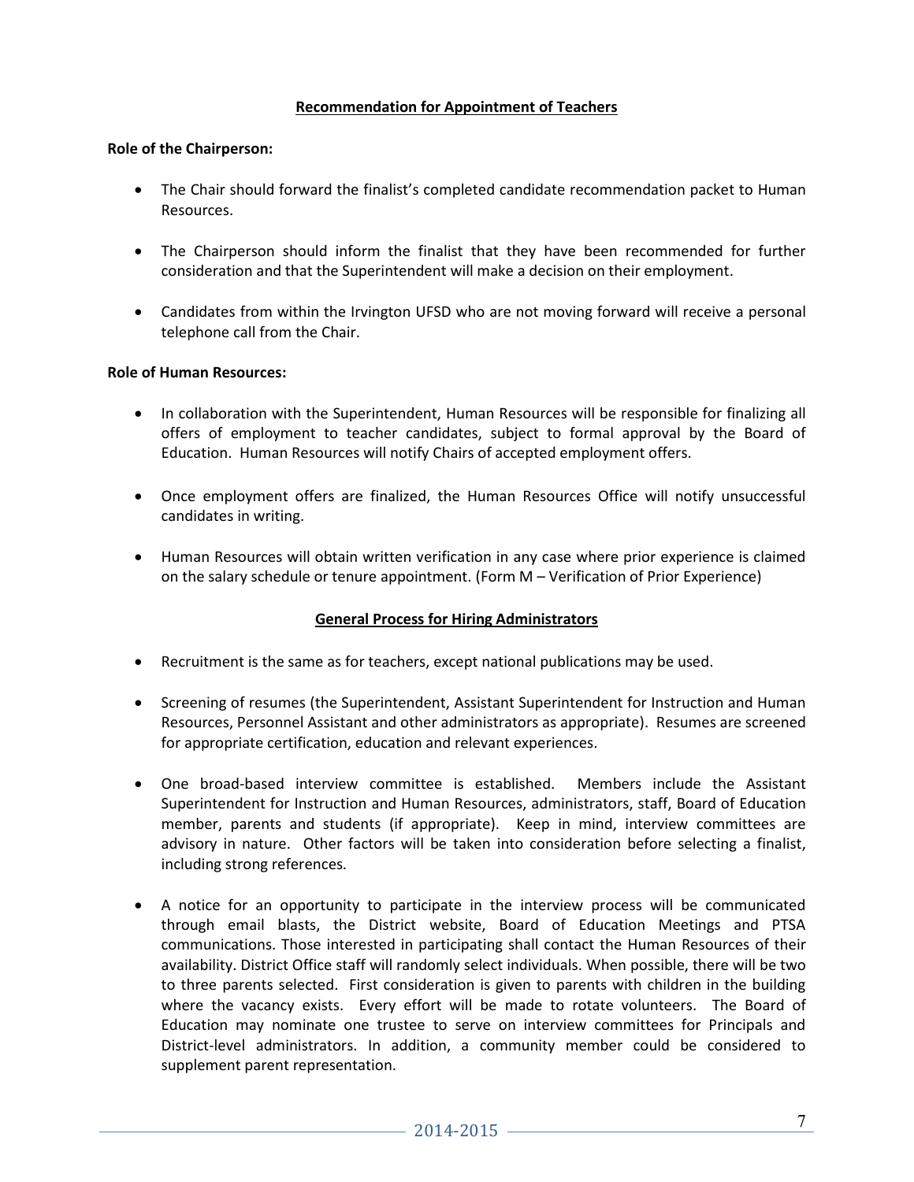## Recommendation for Appointment of Teachers

**Role of the Chairperson:**

- The Chair should forward the finalist's completed candidate recommendation packet to Human Resources.
- The Chairperson should inform the finalist that they have been recommended for further consideration and that the Superintendent will make a decision on their employment.
- Candidates from within the Irvington UFSD who are not moving forward will receive a personal telephone call from the Chair.

**Role of Human Resources:**

- In collaboration with the Superintendent, Human Resources will be responsible for finalizing all offers of employment to teacher candidates, subject to formal approval by the Board of Education. Human Resources will notify Chairs of accepted employment offers.
- Once employment offers are finalized, the Human Resources Office will notify unsuccessful candidates in writing.
- Human Resources will obtain written verification in any case where prior experience is claimed on the salary schedule or tenure appointment. (Form M – Verification of Prior Experience)

## General Process for Hiring Administrators

- Recruitment is the same as for teachers, except national publications may be used.
- Screening of resumes (the Superintendent, Assistant Superintendent for Instruction and Human Resources, Personnel Assistant and other administrators as appropriate). Resumes are screened for appropriate certification, education and relevant experiences.
- One broad-based interview committee is established. Members include the Assistant Superintendent for Instruction and Human Resources, administrators, staff, Board of Education member, parents and students (if appropriate). Keep in mind, interview committees are advisory in nature. Other factors will be taken into consideration before selecting a finalist, including strong references.
- A notice for an opportunity to participate in the interview process will be communicated through email blasts, the District website, Board of Education Meetings and PTSA communications. Those interested in participating shall contact the Human Resources of their availability. District Office staff will randomly select individuals. When possible, there will be two to three parents selected. First consideration is given to parents with children in the building where the vacancy exists. Every effort will be made to rotate volunteers. The Board of Education may nominate one trustee to serve on interview committees for Principals and District-level administrators. In addition, a community member could be considered to supplement parent representation.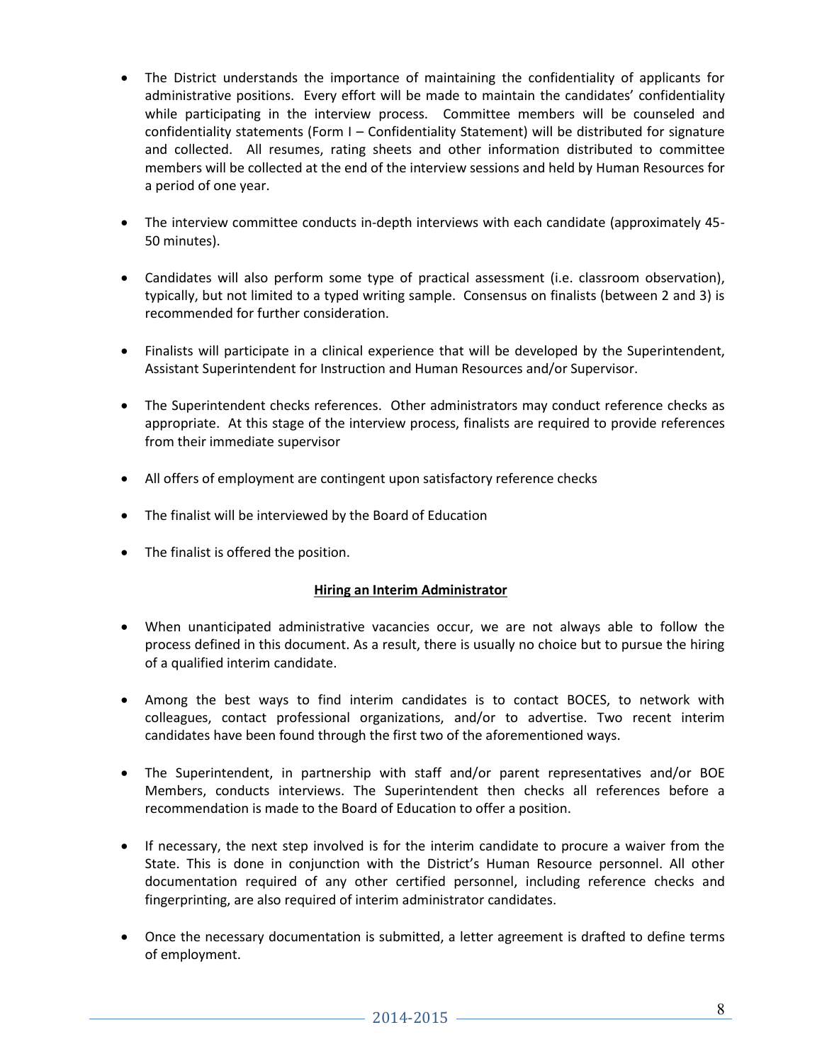- The District understands the importance of maintaining the confidentiality of applicants for administrative positions. Every effort will be made to maintain the candidates' confidentiality while participating in the interview process. Committee members will be counseled and confidentiality statements (Form I – Confidentiality Statement) will be distributed for signature and collected. All resumes, rating sheets and other information distributed to committee members will be collected at the end of the interview sessions and held by Human Resources for a period of one year.

- The interview committee conducts in-depth interviews with each candidate (approximately 45-50 minutes).

- Candidates will also perform some type of practical assessment (i.e. classroom observation), typically, but not limited to a typed writing sample. Consensus on finalists (between 2 and 3) is recommended for further consideration.

- Finalists will participate in a clinical experience that will be developed by the Superintendent, Assistant Superintendent for Instruction and Human Resources and/or Supervisor.

- The Superintendent checks references. Other administrators may conduct reference checks as appropriate. At this stage of the interview process, finalists are required to provide references from their immediate supervisor

- All offers of employment are contingent upon satisfactory reference checks

- The finalist will be interviewed by the Board of Education

- The finalist is offered the position.

**Hiring an Interim Administrator**

- When unanticipated administrative vacancies occur, we are not always able to follow the process defined in this document. As a result, there is usually no choice but to pursue the hiring of a qualified interim candidate.

- Among the best ways to find interim candidates is to contact BOCES, to network with colleagues, contact professional organizations, and/or to advertise. Two recent interim candidates have been found through the first two of the aforementioned ways.

- The Superintendent, in partnership with staff and/or parent representatives and/or BOE Members, conducts interviews. The Superintendent then checks all references before a recommendation is made to the Board of Education to offer a position.

- If necessary, the next step involved is for the interim candidate to procure a waiver from the State. This is done in conjunction with the District's Human Resource personnel. All other documentation required of any other certified personnel, including reference checks and fingerprinting, are also required of interim administrator candidates.

- Once the necessary documentation is submitted, a letter agreement is drafted to define terms of employment.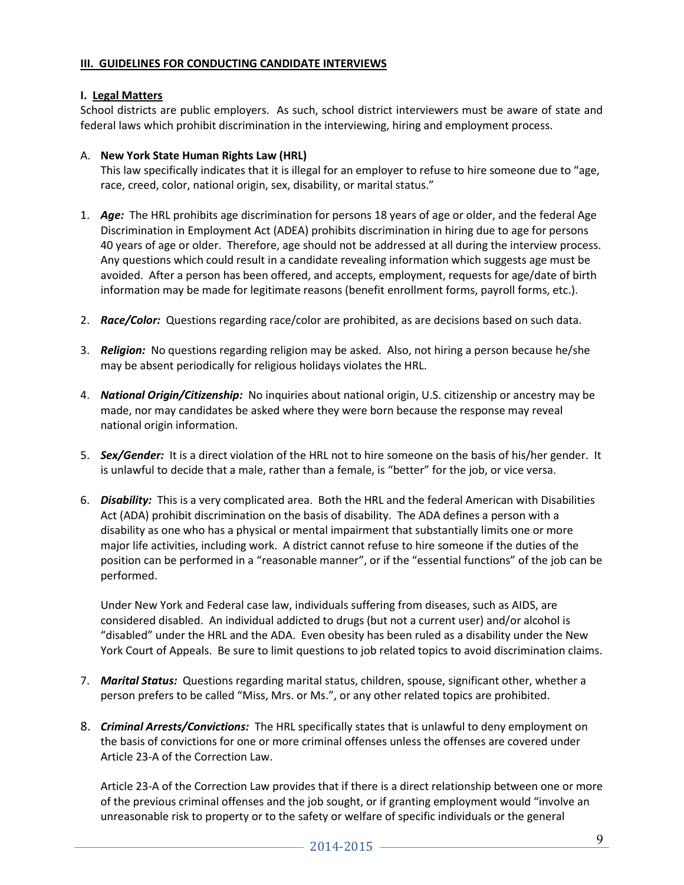**III. GUIDELINES FOR CONDUCTING CANDIDATE INTERVIEWS**

**I. Legal Matters**

School districts are public employers. As such, school district interviewers must be aware of state and federal laws which prohibit discrimination in the interviewing, hiring and employment process.

A. **New York State Human Rights Law (HRL)**

This law specifically indicates that it is illegal for an employer to refuse to hire someone due to "age, race, creed, color, national origin, sex, disability, or marital status."

1. ***Age:*** The HRL prohibits age discrimination for persons 18 years of age or older, and the federal Age Discrimination in Employment Act (ADEA) prohibits discrimination in hiring due to age for persons 40 years of age or older. Therefore, age should not be addressed at all during the interview process. Any questions which could result in a candidate revealing information which suggests age must be avoided. After a person has been offered, and accepts, employment, requests for age/date of birth information may be made for legitimate reasons (benefit enrollment forms, payroll forms, etc.).

2. ***Race/Color:*** Questions regarding race/color are prohibited, as are decisions based on such data.

3. ***Religion:*** No questions regarding religion may be asked. Also, not hiring a person because he/she may be absent periodically for religious holidays violates the HRL.

4. ***National Origin/Citizenship:*** No inquiries about national origin, U.S. citizenship or ancestry may be made, nor may candidates be asked where they were born because the response may reveal national origin information.

5. ***Sex/Gender:*** It is a direct violation of the HRL not to hire someone on the basis of his/her gender. It is unlawful to decide that a male, rather than a female, is "better" for the job, or vice versa.

6. ***Disability:*** This is a very complicated area. Both the HRL and the federal American with Disabilities Act (ADA) prohibit discrimination on the basis of disability. The ADA defines a person with a disability as one who has a physical or mental impairment that substantially limits one or more major life activities, including work. A district cannot refuse to hire someone if the duties of the position can be performed in a "reasonable manner", or if the "essential functions" of the job can be performed.

   Under New York and Federal case law, individuals suffering from diseases, such as AIDS, are considered disabled. An individual addicted to drugs (but not a current user) and/or alcohol is "disabled" under the HRL and the ADA. Even obesity has been ruled as a disability under the New York Court of Appeals. Be sure to limit questions to job related topics to avoid discrimination claims.

7. ***Marital Status:*** Questions regarding marital status, children, spouse, significant other, whether a person prefers to be called "Miss, Mrs. or Ms.", or any other related topics are prohibited.

8. ***Criminal Arrests/Convictions:*** The HRL specifically states that is unlawful to deny employment on the basis of convictions for one or more criminal offenses unless the offenses are covered under Article 23-A of the Correction Law.

   Article 23-A of the Correction Law provides that if there is a direct relationship between one or more of the previous criminal offenses and the job sought, or if granting employment would "involve an unreasonable risk to property or to the safety or welfare of specific individuals or the general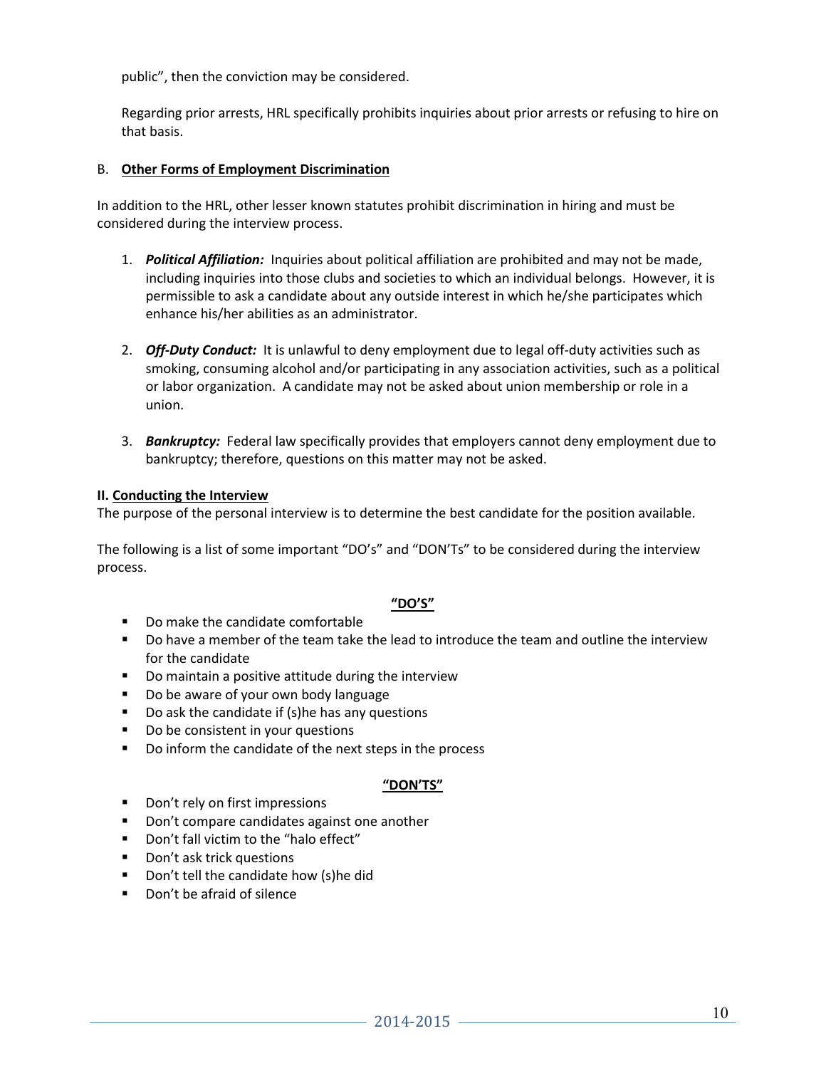public", then the conviction may be considered.

Regarding prior arrests, HRL specifically prohibits inquiries about prior arrests or refusing to hire on that basis.

### B. Other Forms of Employment Discrimination

In addition to the HRL, other lesser known statutes prohibit discrimination in hiring and must be considered during the interview process.

1. ***Political Affiliation:*** Inquiries about political affiliation are prohibited and may not be made, including inquiries into those clubs and societies to which an individual belongs. However, it is permissible to ask a candidate about any outside interest in which he/she participates which enhance his/her abilities as an administrator.

2. ***Off-Duty Conduct:*** It is unlawful to deny employment due to legal off-duty activities such as smoking, consuming alcohol and/or participating in any association activities, such as a political or labor organization. A candidate may not be asked about union membership or role in a union.

3. ***Bankruptcy:*** Federal law specifically provides that employers cannot deny employment due to bankruptcy; therefore, questions on this matter may not be asked.

## II. Conducting the Interview

The purpose of the personal interview is to determine the best candidate for the position available.

The following is a list of some important "DO's" and "DON'Ts" to be considered during the interview process.

**"DO'S"**

- Do make the candidate comfortable
- Do have a member of the team take the lead to introduce the team and outline the interview for the candidate
- Do maintain a positive attitude during the interview
- Do be aware of your own body language
- Do ask the candidate if (s)he has any questions
- Do be consistent in your questions
- Do inform the candidate of the next steps in the process

**"DON'TS"**

- Don't rely on first impressions
- Don't compare candidates against one another
- Don't fall victim to the "halo effect"
- Don't ask trick questions
- Don't tell the candidate how (s)he did
- Don't be afraid of silence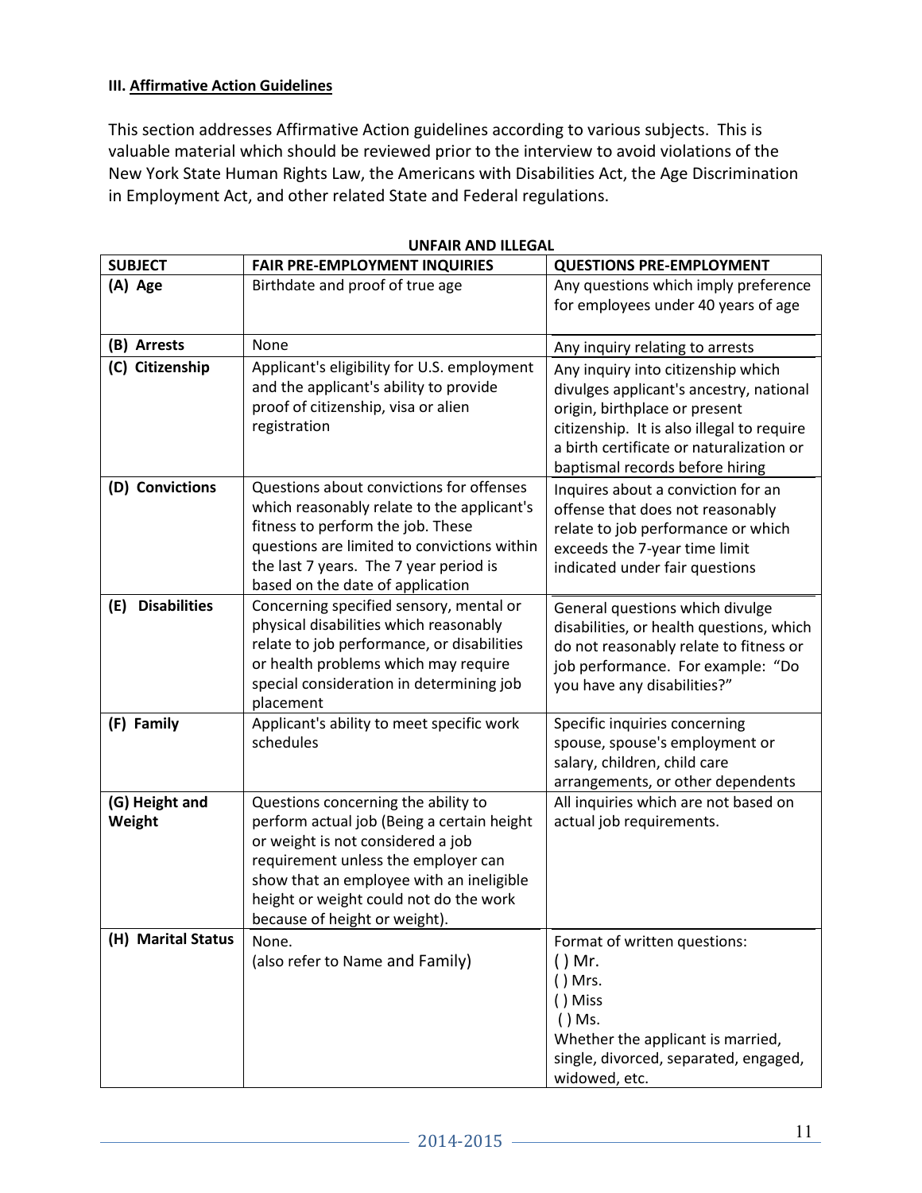### III. Affirmative Action Guidelines

This section addresses Affirmative Action guidelines according to various subjects. This is valuable material which should be reviewed prior to the interview to avoid violations of the New York State Human Rights Law, the Americans with Disabilities Act, the Age Discrimination in Employment Act, and other related State and Federal regulations.

| SUBJECT | FAIR PRE-EMPLOYMENT INQUIRIES | UNFAIR AND ILLEGAL QUESTIONS PRE-EMPLOYMENT |
|---|---|---|
| **(A) Age** | Birthdate and proof of true age | Any questions which imply preference for employees under 40 years of age |
| **(B) Arrests** | None | Any inquiry relating to arrests |
| **(C) Citizenship** | Applicant's eligibility for U.S. employment and the applicant's ability to provide proof of citizenship, visa or alien registration | Any inquiry into citizenship which divulges applicant's ancestry, national origin, birthplace or present citizenship. It is also illegal to require a birth certificate or naturalization or baptismal records before hiring |
| **(D) Convictions** | Questions about convictions for offenses which reasonably relate to the applicant's fitness to perform the job. These questions are limited to convictions within the last 7 years. The 7 year period is based on the date of application | Inquires about a conviction for an offense that does not reasonably relate to job performance or which exceeds the 7-year time limit indicated under fair questions |
| **(E) Disabilities** | Concerning specified sensory, mental or physical disabilities which reasonably relate to job performance, or disabilities or health problems which may require special consideration in determining job placement | General questions which divulge disabilities, or health questions, which do not reasonably relate to fitness or job performance. For example: "Do you have any disabilities?" |
| **(F) Family** | Applicant's ability to meet specific work schedules | Specific inquiries concerning spouse, spouse's employment or salary, children, child care arrangements, or other dependents |
| **(G) Height and Weight** | Questions concerning the ability to perform actual job (Being a certain height or weight is not considered a job requirement unless the employer can show that an employee with an ineligible height or weight could not do the work because of height or weight). | All inquiries which are not based on actual job requirements. |
| **(H) Marital Status** | None. (also refer to Name and Family) | Format of written questions: ( ) Mr. ( ) Mrs. ( ) Miss ( ) Ms. Whether the applicant is married, single, divorced, separated, engaged, widowed, etc. |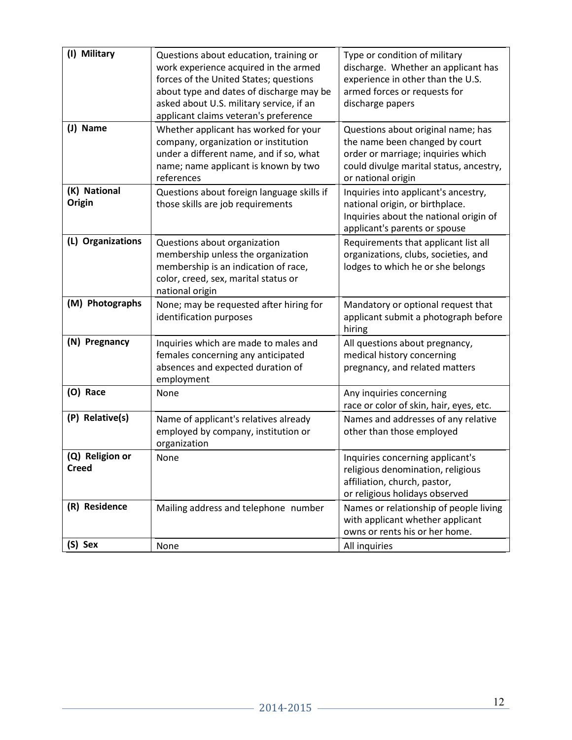| | | |
|---|---|---|
| **(I) Military** | Questions about education, training or work experience acquired in the armed forces of the United States; questions about type and dates of discharge may be asked about U.S. military service, if an applicant claims veteran's preference | Type or condition of military discharge. Whether an applicant has experience in other than the U.S. armed forces or requests for discharge papers |
| **(J) Name** | Whether applicant has worked for your company, organization or institution under a different name, and if so, what name; name applicant is known by two references | Questions about original name; has the name been changed by court order or marriage; inquiries which could divulge marital status, ancestry, or national origin |
| **(K) National Origin** | Questions about foreign language skills if those skills are job requirements | Inquiries into applicant's ancestry, national origin, or birthplace. Inquiries about the national origin of applicant's parents or spouse |
| **(L) Organizations** | Questions about organization membership unless the organization membership is an indication of race, color, creed, sex, marital status or national origin | Requirements that applicant list all organizations, clubs, societies, and lodges to which he or she belongs |
| **(M) Photographs** | None; may be requested after hiring for identification purposes | Mandatory or optional request that applicant submit a photograph before hiring |
| **(N) Pregnancy** | Inquiries which are made to males and females concerning any anticipated absences and expected duration of employment | All questions about pregnancy, medical history concerning pregnancy, and related matters |
| **(O) Race** | None | Any inquiries concerning race or color of skin, hair, eyes, etc. |
| **(P) Relative(s)** | Name of applicant's relatives already employed by company, institution or organization | Names and addresses of any relative other than those employed |
| **(Q) Religion or Creed** | None | Inquiries concerning applicant's religious denomination, religious affiliation, church, pastor, or religious holidays observed |
| **(R) Residence** | Mailing address and telephone number | Names or relationship of people living with applicant whether applicant owns or rents his or her home. |
| **(S) Sex** | None | All inquiries |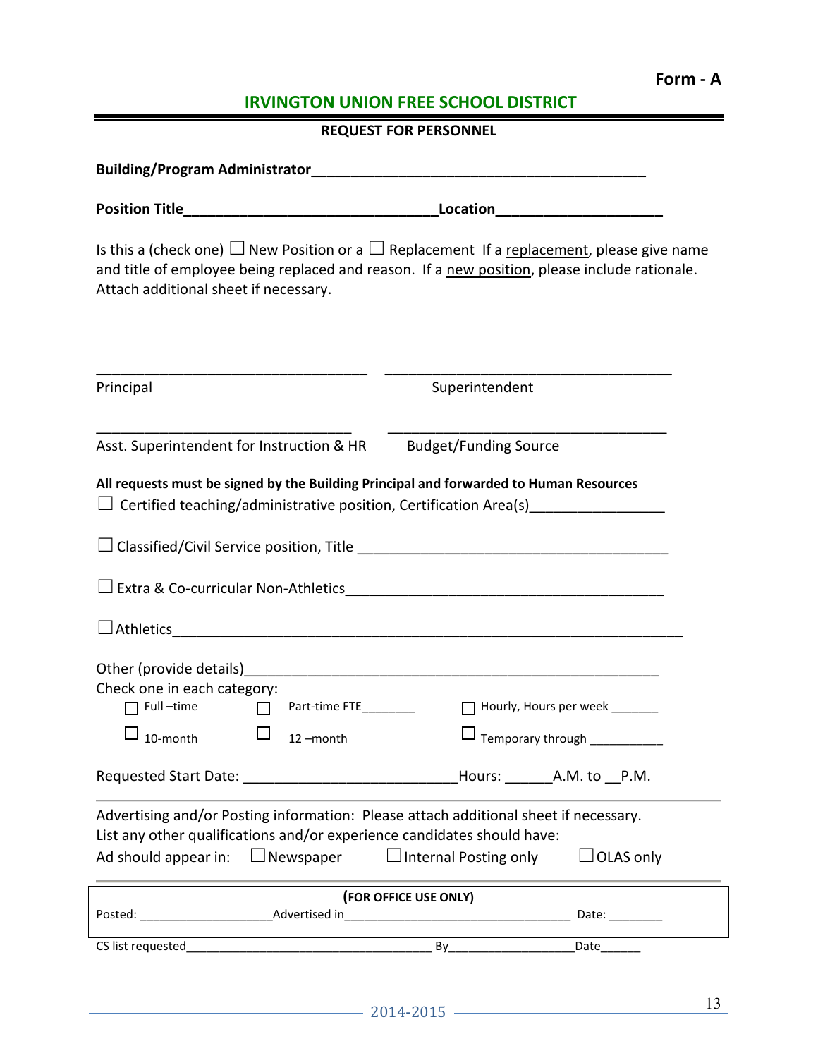**Form - A**

## IRVINGTON UNION FREE SCHOOL DISTRICT

### REQUEST FOR PERSONNEL

**Building/Program Administrator**___________________________________________

**Position Title**________________________________**Location**_____________________

Is this a (check one) ☐ New Position or a ☐ Replacement If a replacement, please give name and title of employee being replaced and reason. If a new position, please include rationale. Attach additional sheet if necessary.

__________________________________ __________________________________

Principal Superintendent

__________________________________ __________________________________

Asst. Superintendent for Instruction & HR Budget/Funding Source

**All requests must be signed by the Building Principal and forwarded to Human Resources**

☐ Certified teaching/administrative position, Certification Area(s)_________________

☐ Classified/Civil Service position, Title ________________________________________

☐ Extra & Co-curricular Non-Athletics_________________________________________

☐ Athletics_______________________________________________________________

Other (provide details)______________________________________________________

Check one in each category:

☐ Full –time ☐ Part-time FTE________ ☐ Hourly, Hours per week _______

☐ 10-month ☐ 12 –month ☐ Temporary through ___________

Requested Start Date: ___________________________Hours: ______A.M. to __P.M.

---

Advertising and/or Posting information: Please attach additional sheet if necessary.
List any other qualifications and/or experience candidates should have:

Ad should appear in: ☐ Newspaper ☐ Internal Posting only ☐ OLAS only

---

**(FOR OFFICE USE ONLY)**

Posted: ___________________Advertised in________________________________ Date: ________

CS list requested___________________________________ By__________________Date______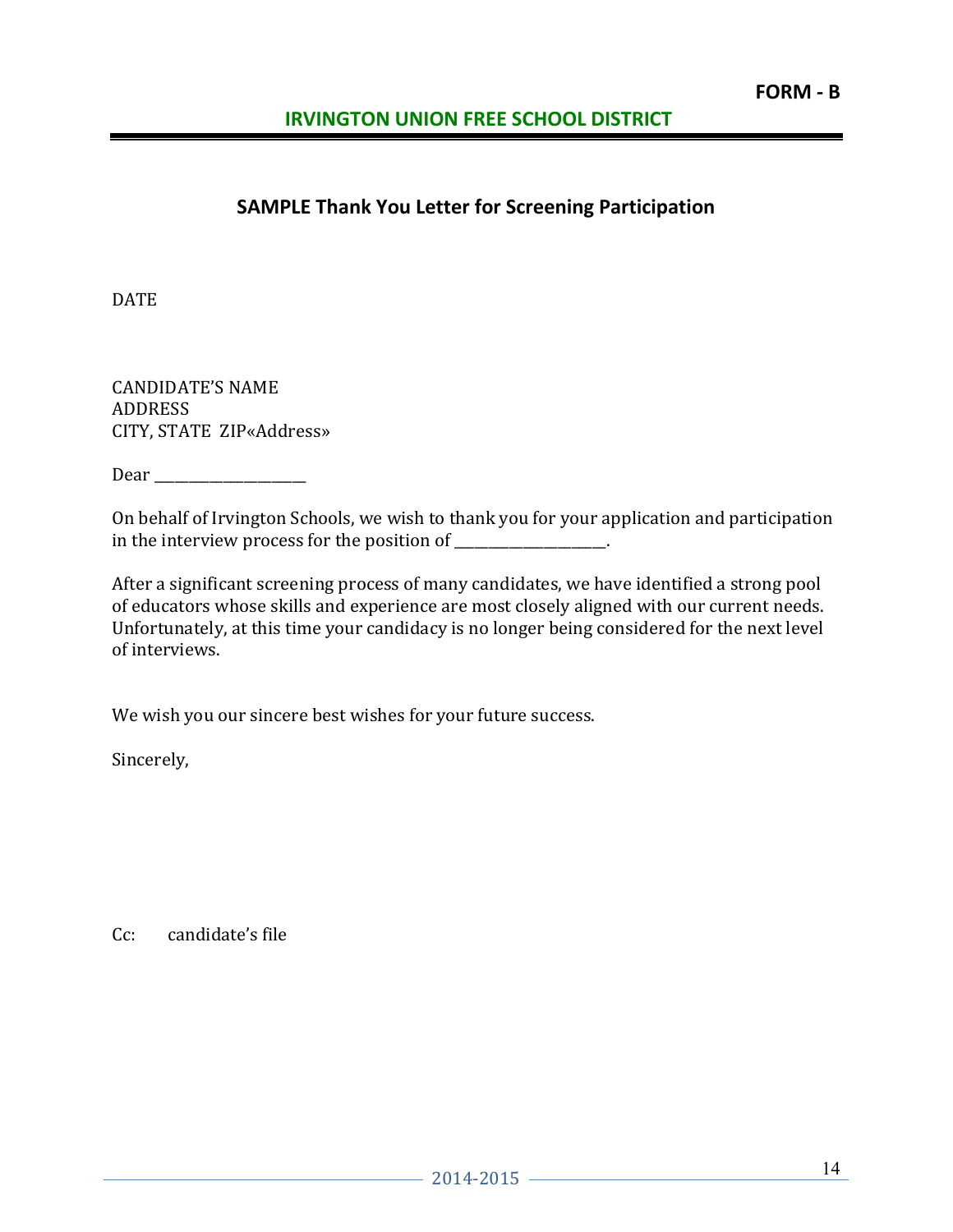**FORM - B**

**IRVINGTON UNION FREE SCHOOL DISTRICT**

## SAMPLE Thank You Letter for Screening Participation

DATE

CANDIDATE'S NAME
ADDRESS
CITY, STATE ZIP«Address»

Dear ____________________

On behalf of Irvington Schools, we wish to thank you for your application and participation in the interview process for the position of ____________________.

After a significant screening process of many candidates, we have identified a strong pool of educators whose skills and experience are most closely aligned with our current needs. Unfortunately, at this time your candidacy is no longer being considered for the next level of interviews.

We wish you our sincere best wishes for your future success.

Sincerely,

Cc: candidate's file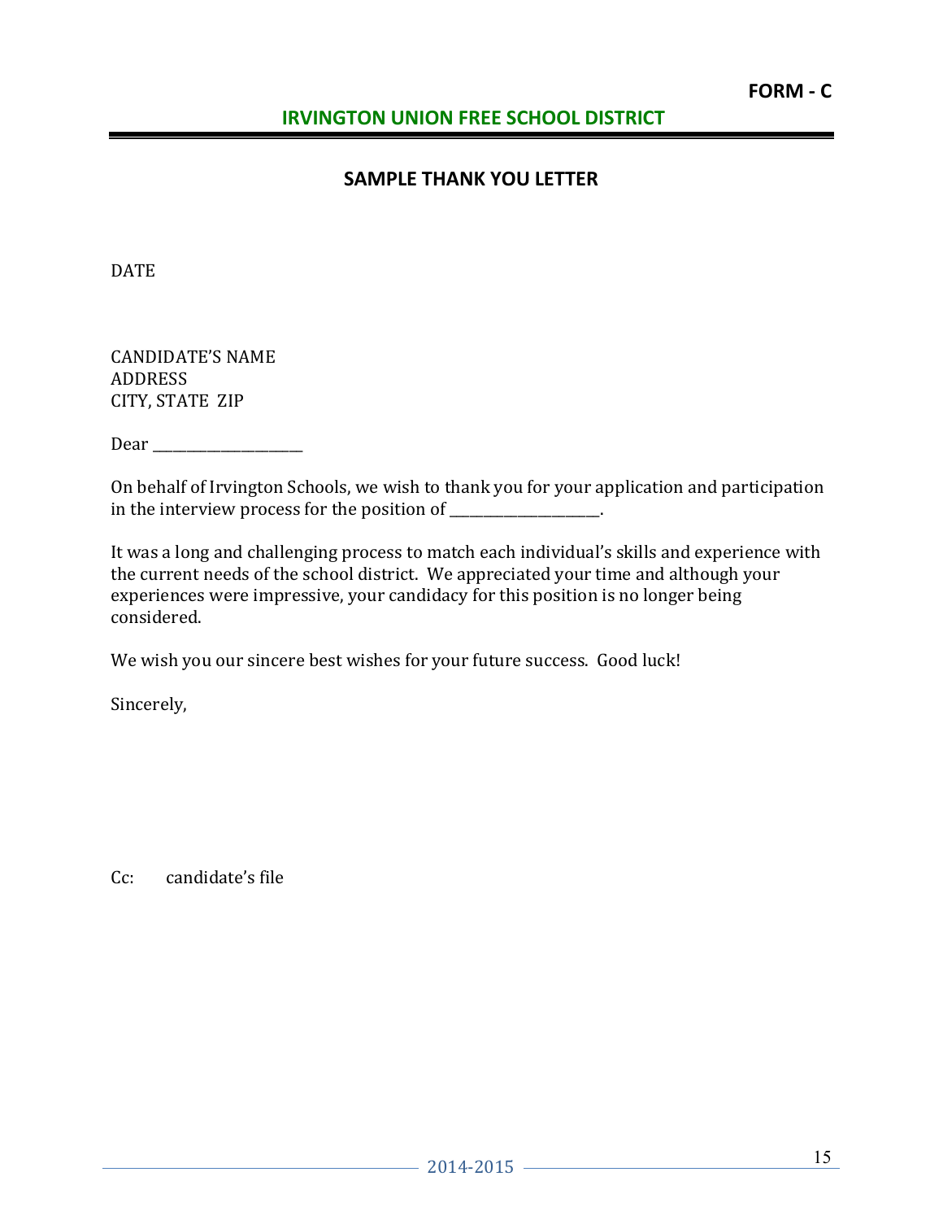**FORM - C**

## IRVINGTON UNION FREE SCHOOL DISTRICT

### SAMPLE THANK YOU LETTER

DATE

CANDIDATE'S NAME
ADDRESS
CITY, STATE ZIP

Dear ____________________

On behalf of Irvington Schools, we wish to thank you for your application and participation in the interview process for the position of ____________________.

It was a long and challenging process to match each individual's skills and experience with the current needs of the school district. We appreciated your time and although your experiences were impressive, your candidacy for this position is no longer being considered.

We wish you our sincere best wishes for your future success. Good luck!

Sincerely,

Cc: candidate's file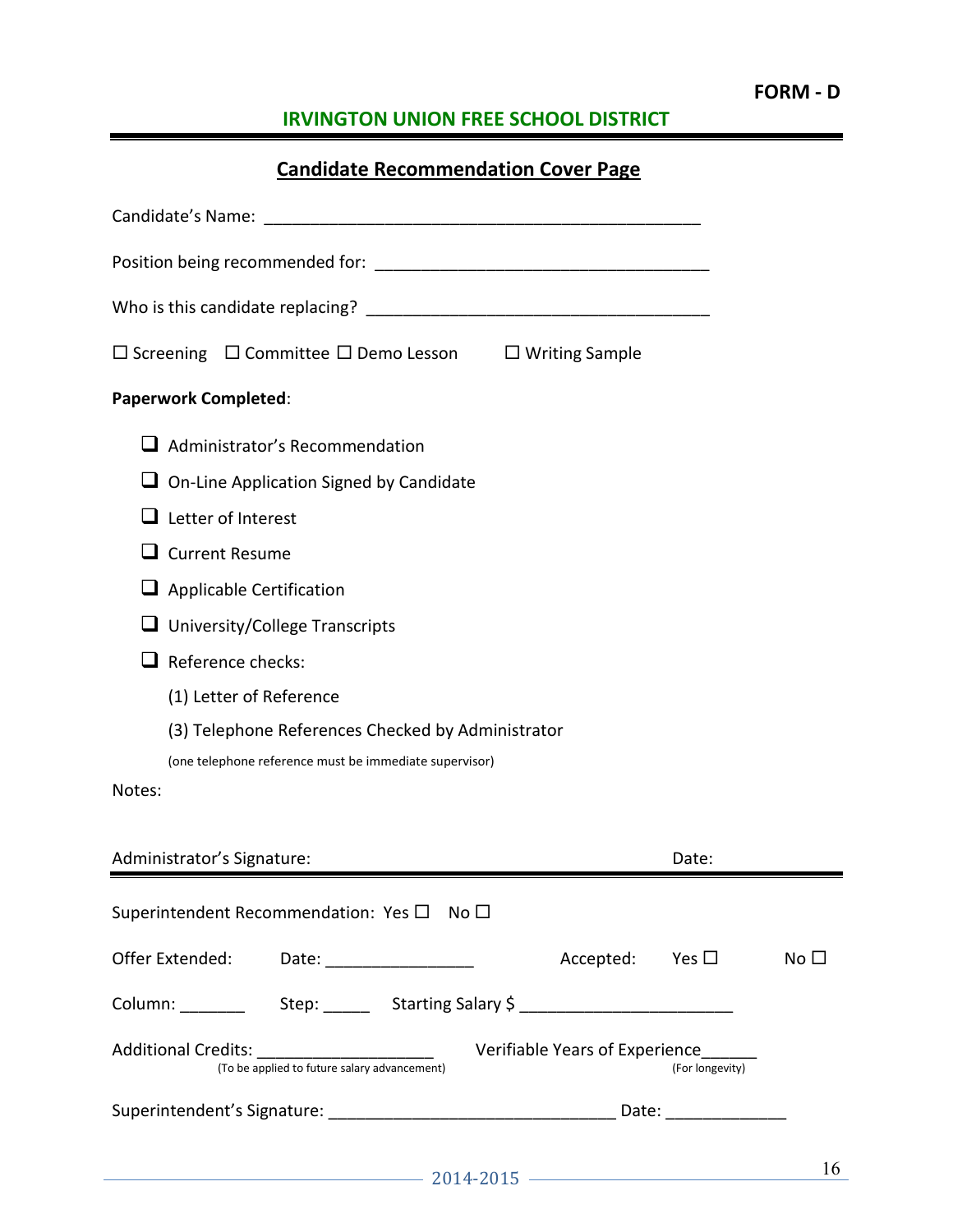FORM - D

# IRVINGTON UNION FREE SCHOOL DISTRICT

## Candidate Recommendation Cover Page

Candidate's Name: _______________________________________________

Position being recommended for: ___________________________________

Who is this candidate replacing? ___________________________________

☐ Screening ☐ Committee ☐ Demo Lesson ☐ Writing Sample

**Paperwork Completed**:

- ☐ Administrator's Recommendation
- ☐ On-Line Application Signed by Candidate
- ☐ Letter of Interest
- ☐ Current Resume
- ☐ Applicable Certification
- ☐ University/College Transcripts
- ☐ Reference checks:
  - (1) Letter of Reference
  - (3) Telephone References Checked by Administrator
  - (one telephone reference must be immediate supervisor)

Notes:

Administrator's Signature: Date:

---

Superintendent Recommendation: Yes ☐ No ☐

Offer Extended: Date: ________________ Accepted: Yes ☐ No ☐

Column: _______ Step: _____ Starting Salary $ ______________________

Additional Credits: ___________________ (To be applied to future salary advancement) Verifiable Years of Experience______ (For longevity)

Superintendent's Signature: ______________________________ Date: ____________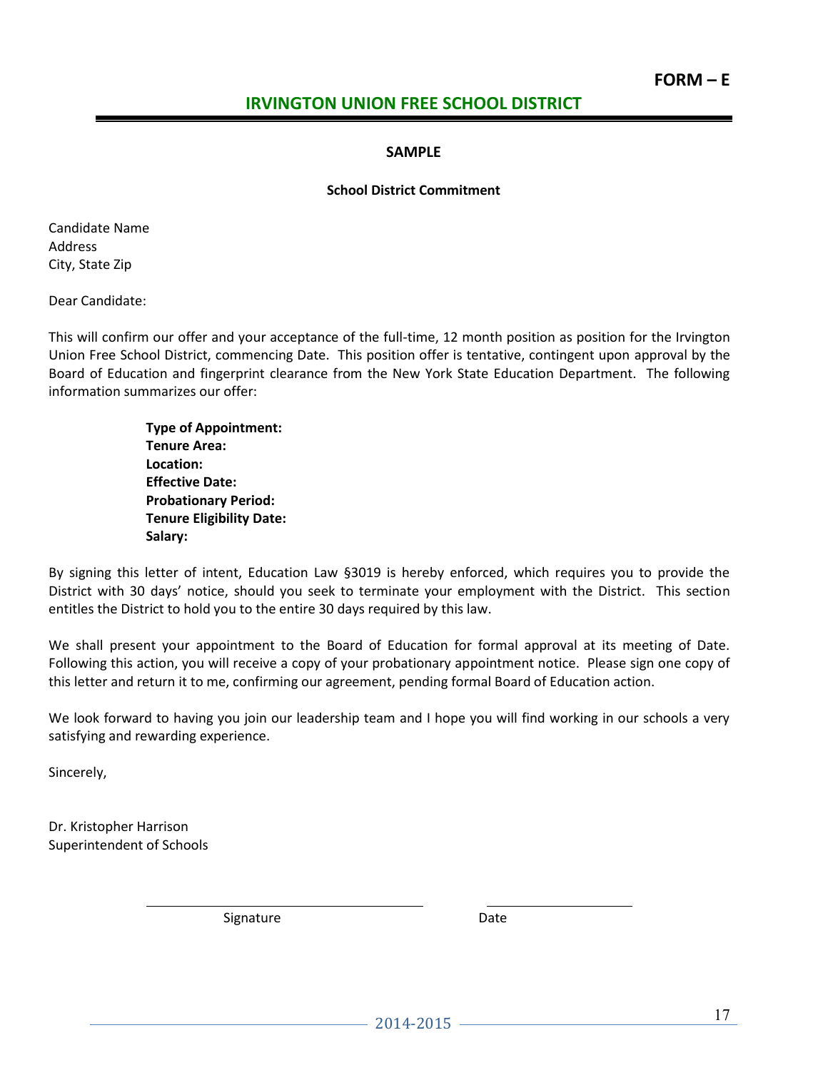**FORM – E**

# IRVINGTON UNION FREE SCHOOL DISTRICT

**SAMPLE**

**School District Commitment**

Candidate Name
Address
City, State Zip

Dear Candidate:

This will confirm our offer and your acceptance of the full-time, 12 month position as position for the Irvington Union Free School District, commencing Date. This position offer is tentative, contingent upon approval by the Board of Education and fingerprint clearance from the New York State Education Department. The following information summarizes our offer:

**Type of Appointment:**
**Tenure Area:**
**Location:**
**Effective Date:**
**Probationary Period:**
**Tenure Eligibility Date:**
**Salary:**

By signing this letter of intent, Education Law §3019 is hereby enforced, which requires you to provide the District with 30 days' notice, should you seek to terminate your employment with the District. This section entitles the District to hold you to the entire 30 days required by this law.

We shall present your appointment to the Board of Education for formal approval at its meeting of Date. Following this action, you will receive a copy of your probationary appointment notice. Please sign one copy of this letter and return it to me, confirming our agreement, pending formal Board of Education action.

We look forward to having you join our leadership team and I hope you will find working in our schools a very satisfying and rewarding experience.

Sincerely,

Dr. Kristopher Harrison
Superintendent of Schools

\_\_\_\_\_\_\_\_\_\_\_\_\_\_\_\_\_\_\_\_\_\_\_\_\_\_\_\_\_\_ &nbsp;&nbsp;&nbsp; \_\_\_\_\_\_\_\_\_\_\_\_\_\_\_\_
Signature &nbsp;&nbsp;&nbsp;&nbsp;&nbsp;&nbsp;&nbsp;&nbsp;&nbsp;&nbsp;&nbsp;&nbsp;&nbsp;&nbsp;&nbsp;&nbsp;&nbsp;&nbsp;&nbsp;&nbsp;&nbsp;&nbsp;&nbsp;&nbsp; Date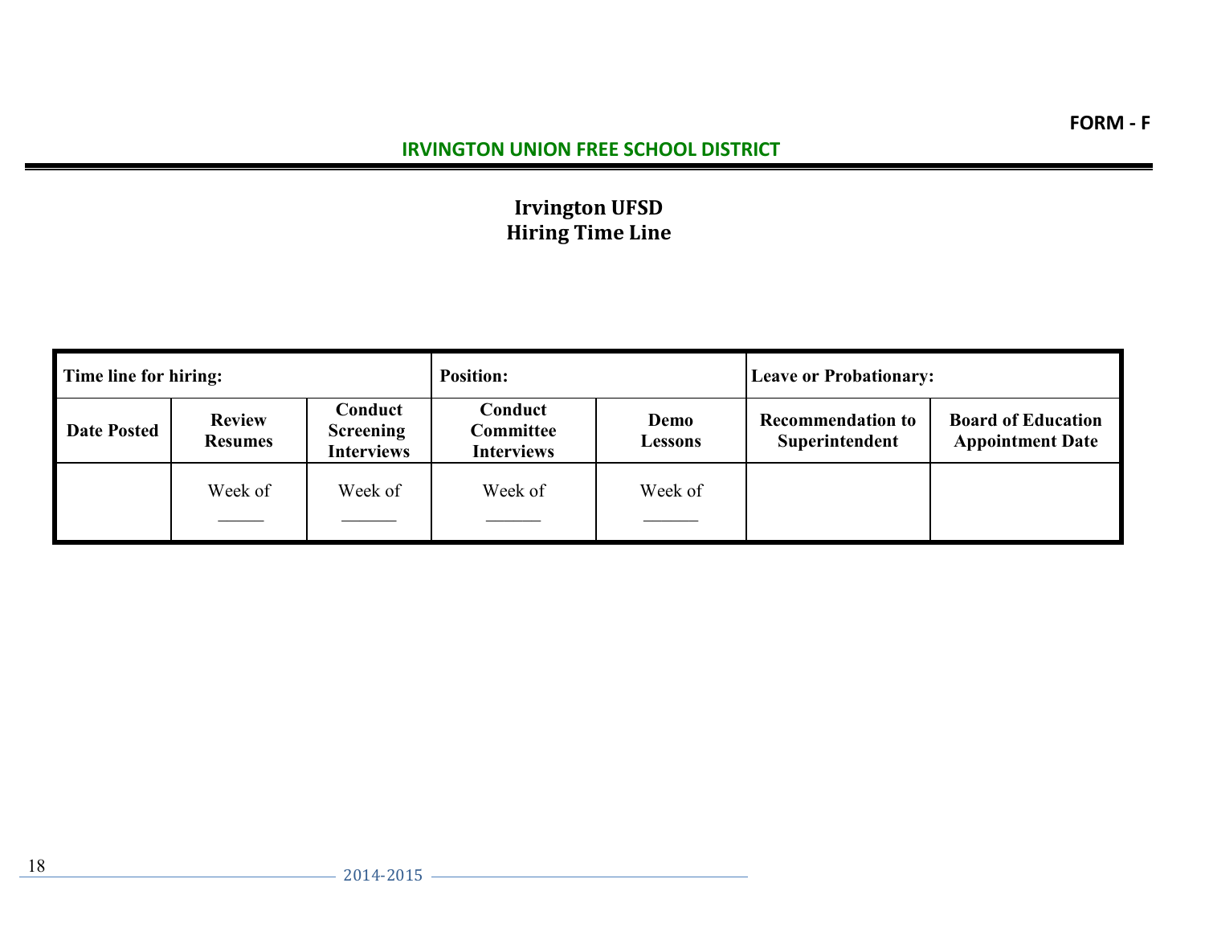FORM - F

**IRVINGTON UNION FREE SCHOOL DISTRICT**

# Irvington UFSD
# Hiring Time Line

| **Time line for hiring:** | | | **Position:** | | **Leave or Probationary:** | |
|---|---|---|---|---|---|---|
| **Date Posted** | **Review Resumes** | **Conduct Screening Interviews** | **Conduct Committee Interviews** | **Demo Lessons** | **Recommendation to Superintendent** | **Board of Education Appointment Date** |
| | Week of _____ | Week of ______ | Week of ______ | Week of ______ | | |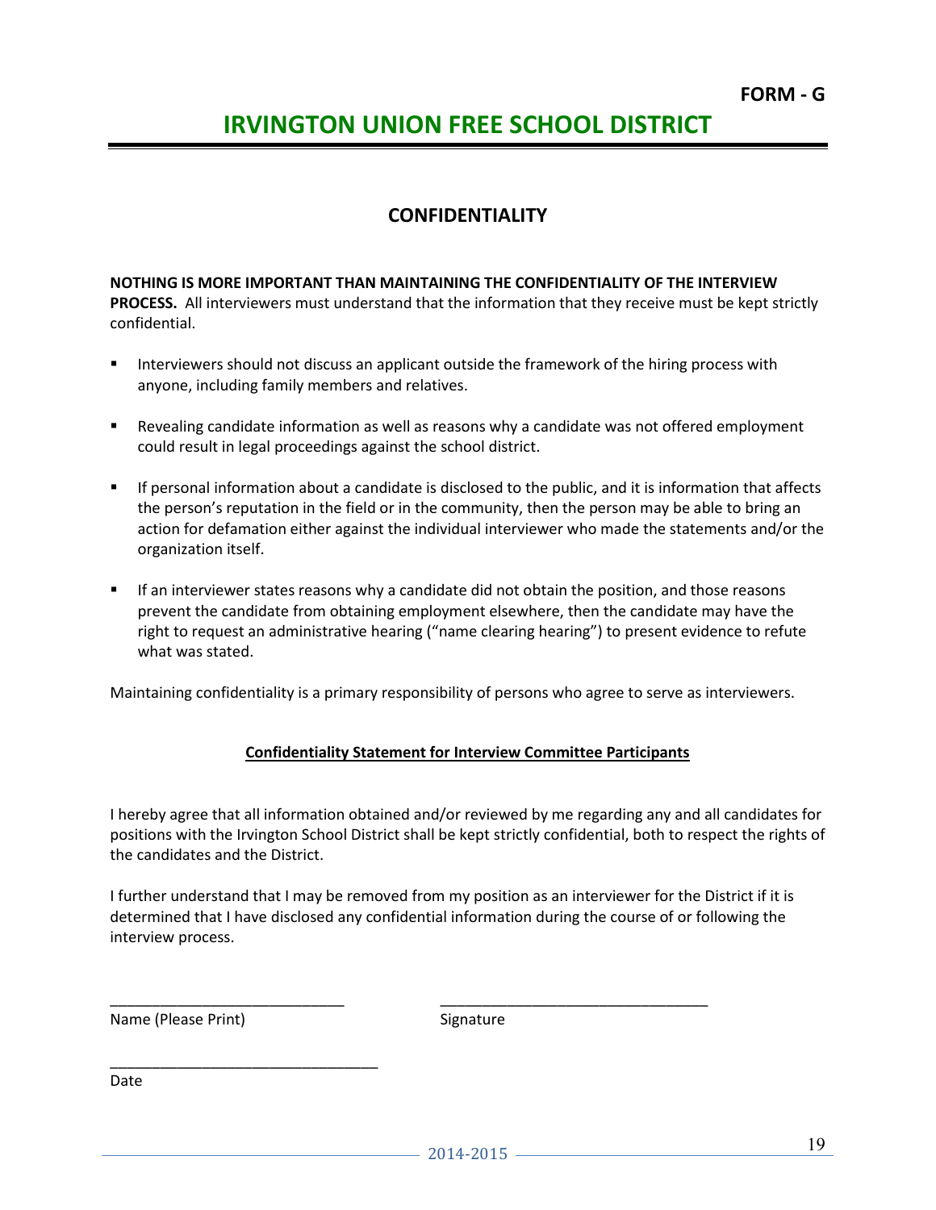FORM - G

# IRVINGTON UNION FREE SCHOOL DISTRICT

## CONFIDENTIALITY

**NOTHING IS MORE IMPORTANT THAN MAINTAINING THE CONFIDENTIALITY OF THE INTERVIEW PROCESS.** All interviewers must understand that the information that they receive must be kept strictly confidential.

- Interviewers should not discuss an applicant outside the framework of the hiring process with anyone, including family members and relatives.
- Revealing candidate information as well as reasons why a candidate was not offered employment could result in legal proceedings against the school district.
- If personal information about a candidate is disclosed to the public, and it is information that affects the person's reputation in the field or in the community, then the person may be able to bring an action for defamation either against the individual interviewer who made the statements and/or the organization itself.
- If an interviewer states reasons why a candidate did not obtain the position, and those reasons prevent the candidate from obtaining employment elsewhere, then the candidate may have the right to request an administrative hearing ("name clearing hearing") to present evidence to refute what was stated.

Maintaining confidentiality is a primary responsibility of persons who agree to serve as interviewers.

**Confidentiality Statement for Interview Committee Participants**

I hereby agree that all information obtained and/or reviewed by me regarding any and all candidates for positions with the Irvington School District shall be kept strictly confidential, both to respect the rights of the candidates and the District.

I further understand that I may be removed from my position as an interviewer for the District if it is determined that I have disclosed any confidential information during the course of or following the interview process.

\_\_\_\_\_\_\_\_\_\_\_\_\_\_\_\_\_\_\_\_\_\_\_\_\_\_\_\_ \_\_\_\_\_\_\_\_\_\_\_\_\_\_\_\_\_\_\_\_\_\_\_\_\_\_\_\_\_\_\_\_
Name (Please Print) Signature

\_\_\_\_\_\_\_\_\_\_\_\_\_\_\_\_\_\_\_\_\_\_\_\_\_\_\_\_\_\_\_\_
Date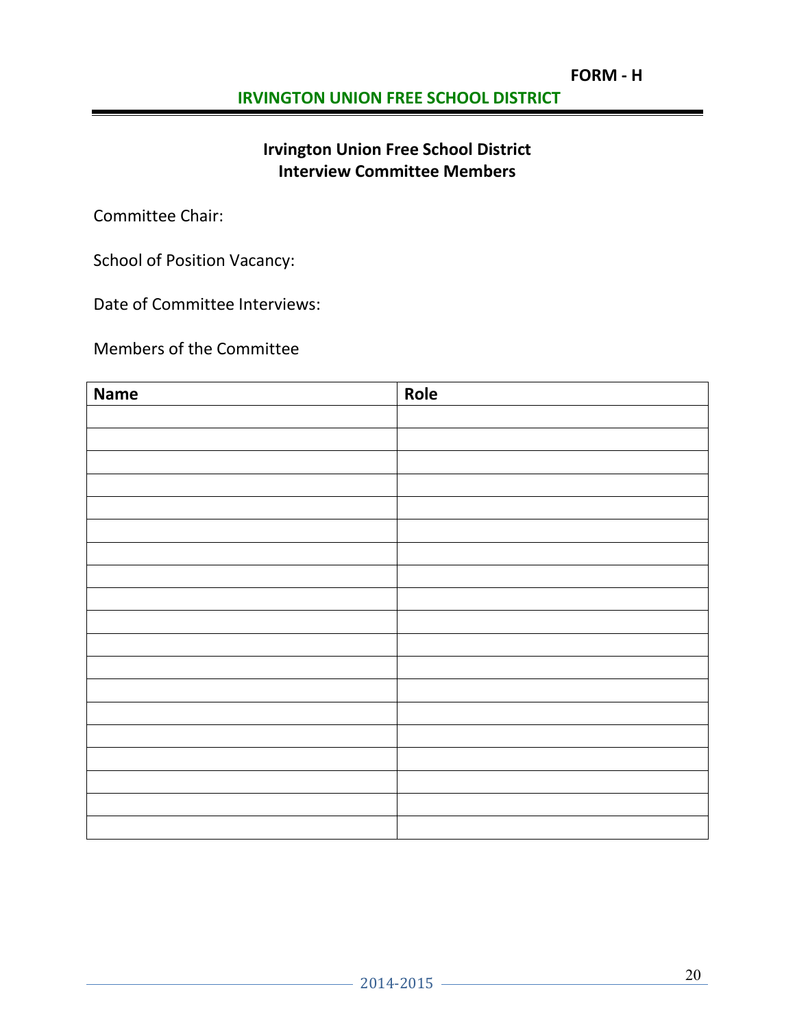**FORM - H**

**IRVINGTON UNION FREE SCHOOL DISTRICT**

## Irvington Union Free School District
## Interview Committee Members

Committee Chair:

School of Position Vacancy:

Date of Committee Interviews:

Members of the Committee

| Name | Role |
|---|---|
| | |
| | |
| | |
| | |
| | |
| | |
| | |
| | |
| | |
| | |
| | |
| | |
| | |
| | |
| | |
| | |
| | |
| | |
| | |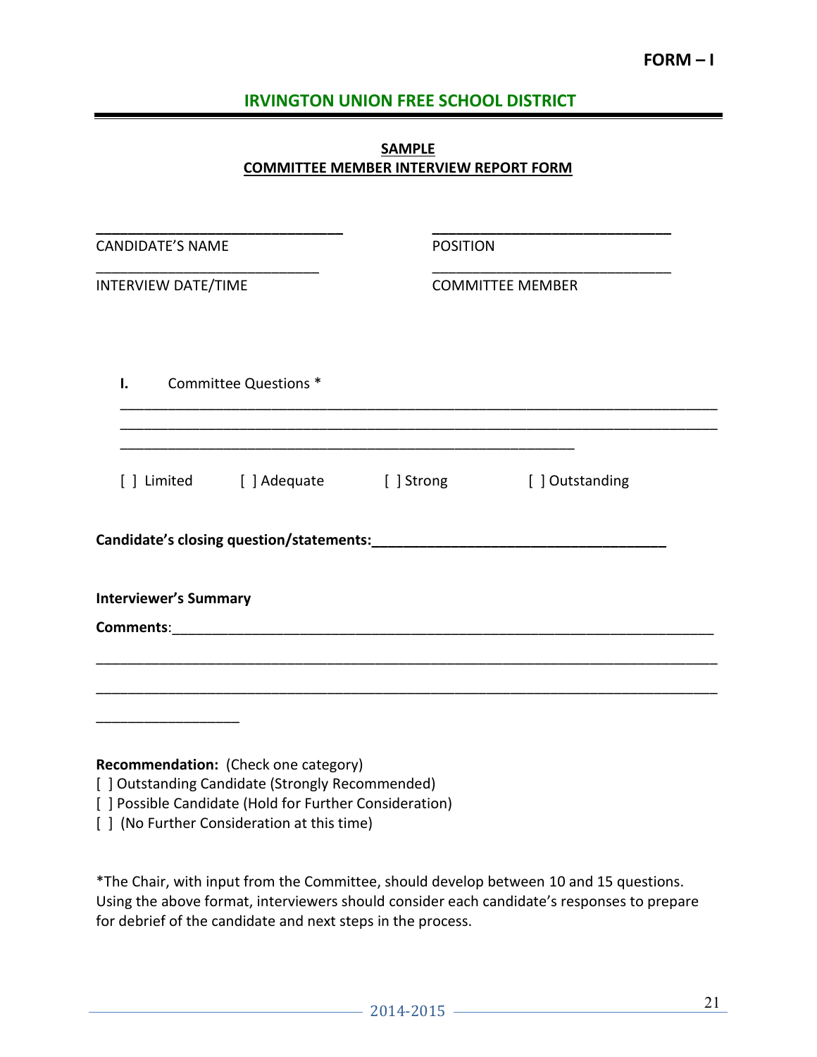FORM – I

## IRVINGTON UNION FREE SCHOOL DISTRICT

**SAMPLE**
**COMMITTEE MEMBER INTERVIEW REPORT FORM**

______________________________ CANDIDATE'S NAME

______________________________ POSITION

______________________________ INTERVIEW DATE/TIME

______________________________ COMMITTEE MEMBER

**I.** Committee Questions *

______________________________________________________________________________
______________________________________________________________________________
____________________________________________________________

[ ] Limited  [ ] Adequate  [ ] Strong  [ ] Outstanding

**Candidate's closing question/statements:**_____________________________________

**Interviewer's Summary**

**Comments**:__________________________________________________________________

______________________________________________________________________________

______________________________________________________________________________

__________________

**Recommendation:** (Check one category)
[ ] Outstanding Candidate (Strongly Recommended)
[ ] Possible Candidate (Hold for Further Consideration)
[ ] (No Further Consideration at this time)

*The Chair, with input from the Committee, should develop between 10 and 15 questions. Using the above format, interviewers should consider each candidate's responses to prepare for debrief of the candidate and next steps in the process.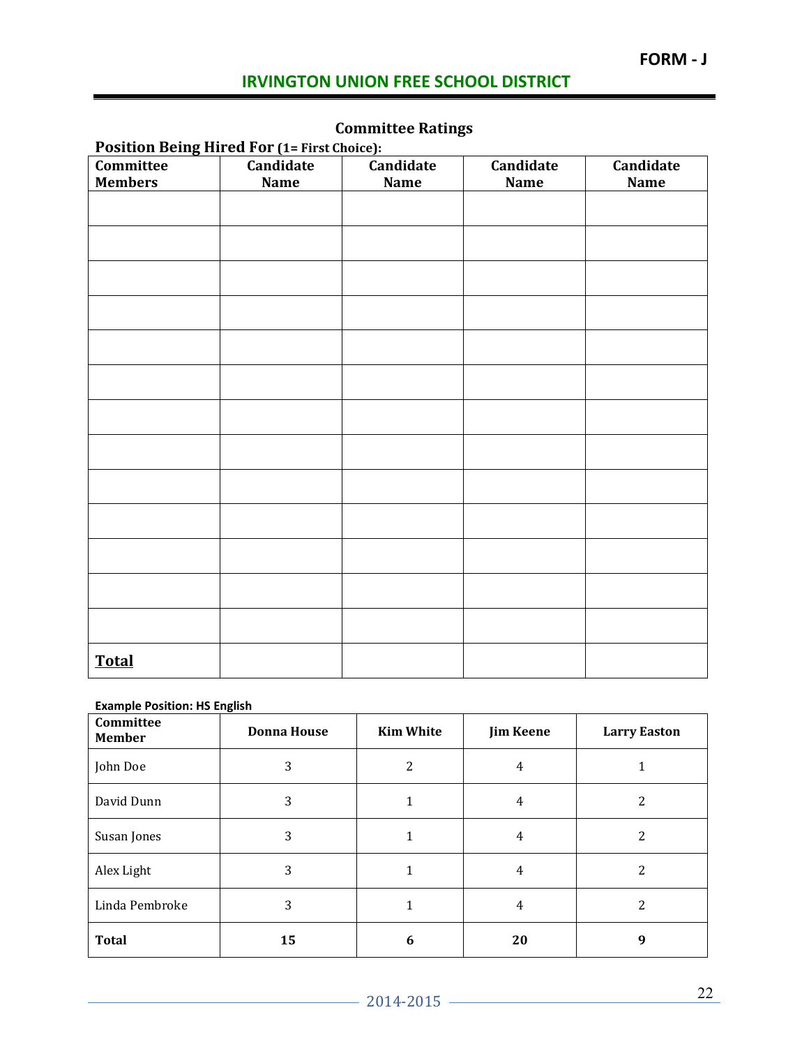FORM - J

## IRVINGTON UNION FREE SCHOOL DISTRICT

### Committee Ratings

**Position Being Hired For (1= First Choice):**

| Committee Members | Candidate Name | Candidate Name | Candidate Name | Candidate Name |
|---|---|---|---|---|
| | | | | |
| | | | | |
| | | | | |
| | | | | |
| | | | | |
| | | | | |
| | | | | |
| | | | | |
| | | | | |
| | | | | |
| | | | | |
| | | | | |
| | | | | |
| **Total** | | | | |

**Example Position: HS English**

| Committee Member | Donna House | Kim White | Jim Keene | Larry Easton |
|---|---|---|---|---|
| John Doe | 3 | 2 | 4 | 1 |
| David Dunn | 3 | 1 | 4 | 2 |
| Susan Jones | 3 | 1 | 4 | 2 |
| Alex Light | 3 | 1 | 4 | 2 |
| Linda Pembroke | 3 | 1 | 4 | 2 |
| **Total** | **15** | **6** | **20** | **9** |

2014-2015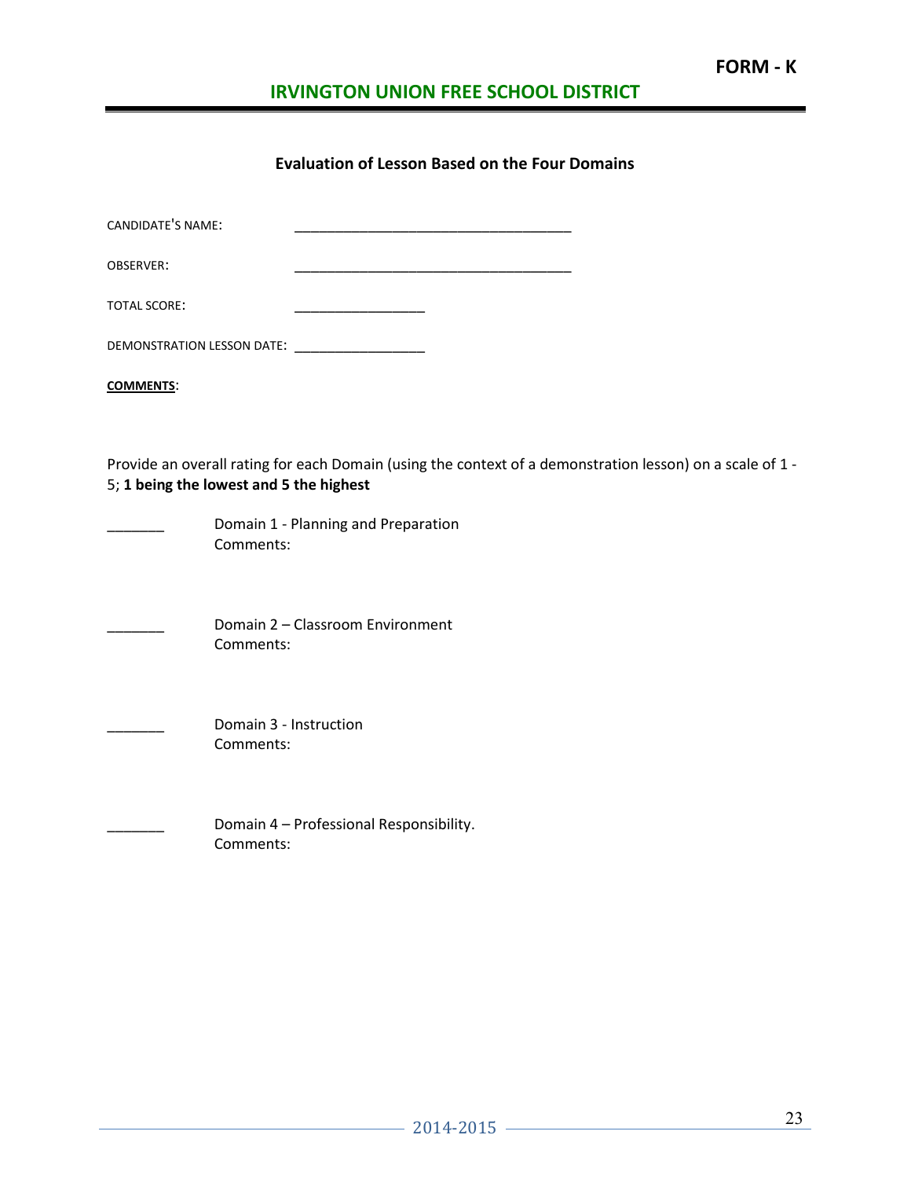**FORM - K**

## IRVINGTON UNION FREE SCHOOL DISTRICT

### Evaluation of Lesson Based on the Four Domains

CANDIDATE'S NAME: _____________________________________

OBSERVER: _____________________________________

TOTAL SCORE: _________________

DEMONSTRATION LESSON DATE: _________________

**COMMENTS**:

Provide an overall rating for each Domain (using the context of a demonstration lesson) on a scale of 1 - 5; **1 being the lowest and 5 the highest**

_______ Domain 1 - Planning and Preparation
Comments:

_______ Domain 2 – Classroom Environment
Comments:

_______ Domain 3 - Instruction
Comments:

_______ Domain 4 – Professional Responsibility.
Comments: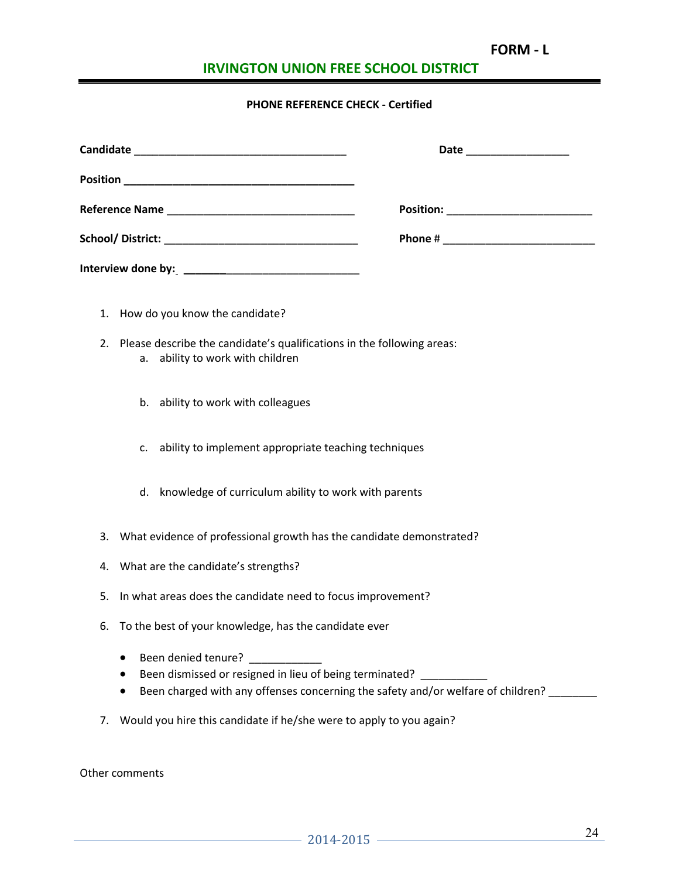**FORM - L**

## IRVINGTON UNION FREE SCHOOL DISTRICT

**PHONE REFERENCE CHECK - Certified**

**Candidate** ___________________________________ **Date** _________________

**Position** ______________________________________

**Reference Name** _______________________________ **Position:** ________________________

**School/ District:** ________________________________ **Phone #** _________________________

**Interview done by:** ______________________________

1. How do you know the candidate?
2. Please describe the candidate's qualifications in the following areas:
    a. ability to work with children

    b. ability to work with colleagues

    c. ability to implement appropriate teaching techniques

    d. knowledge of curriculum ability to work with parents

3. What evidence of professional growth has the candidate demonstrated?
4. What are the candidate's strengths?
5. In what areas does the candidate need to focus improvement?
6. To the best of your knowledge, has the candidate ever
    - Been denied tenure? ____________
    - Been dismissed or resigned in lieu of being terminated? ___________
    - Been charged with any offenses concerning the safety and/or welfare of children? ________
7. Would you hire this candidate if he/she were to apply to you again?

Other comments

2014-2015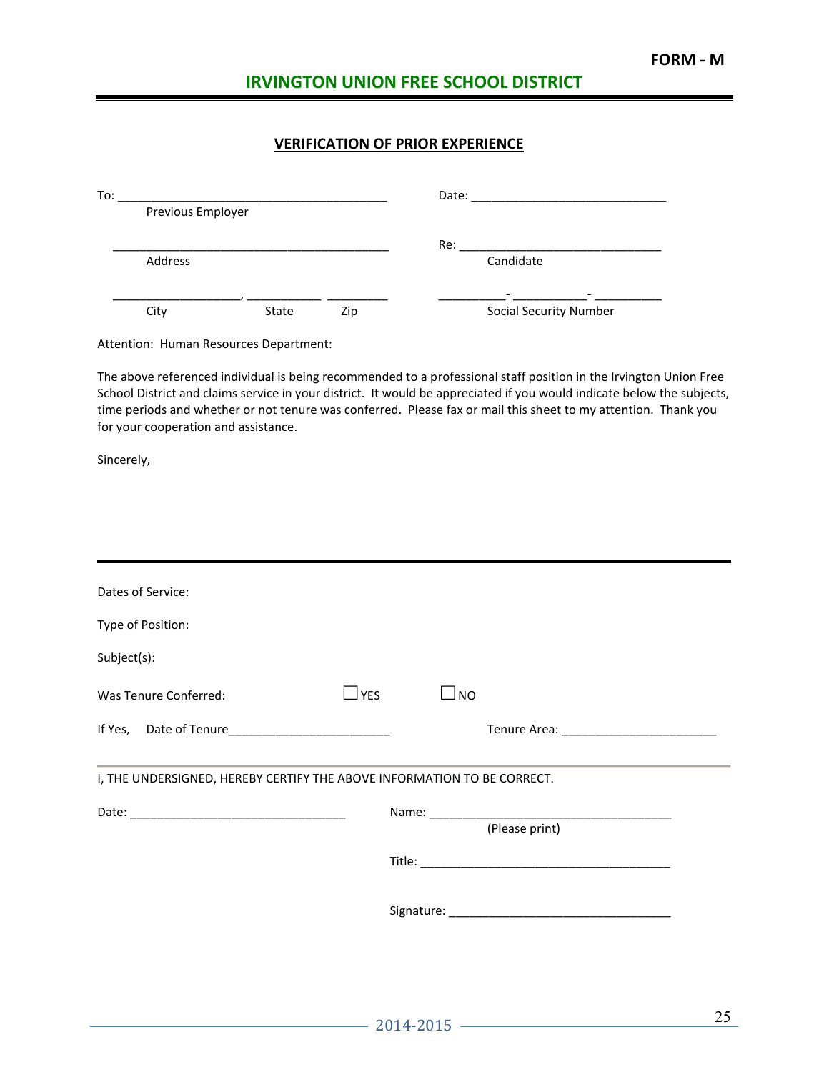FORM - M

## IRVINGTON UNION FREE SCHOOL DISTRICT

### VERIFICATION OF PRIOR EXPERIENCE

To: ________________________________________
Previous Employer

________________________________________
Address

____________________, ___________ _________
City State Zip

Date: ______________________________

Re: ________________________________
Candidate

__________- ___________- __________
Social Security Number

Attention: Human Resources Department:

The above referenced individual is being recommended to a professional staff position in the Irvington Union Free School District and claims service in your district. It would be appreciated if you would indicate below the subjects, time periods and whether or not tenure was conferred. Please fax or mail this sheet to my attention. Thank you for your cooperation and assistance.

Sincerely,

---

Dates of Service:

Type of Position:

Subject(s):

Was Tenure Conferred: ☐ YES ☐ NO

If Yes, Date of Tenure________________________ Tenure Area: _______________________

---

I, THE UNDERSIGNED, HEREBY CERTIFY THE ABOVE INFORMATION TO BE CORRECT.

Date: ________________________________

Name: ____________________________________
(Please print)

Title: ____________________________________

Signature: ________________________________

2014-2015